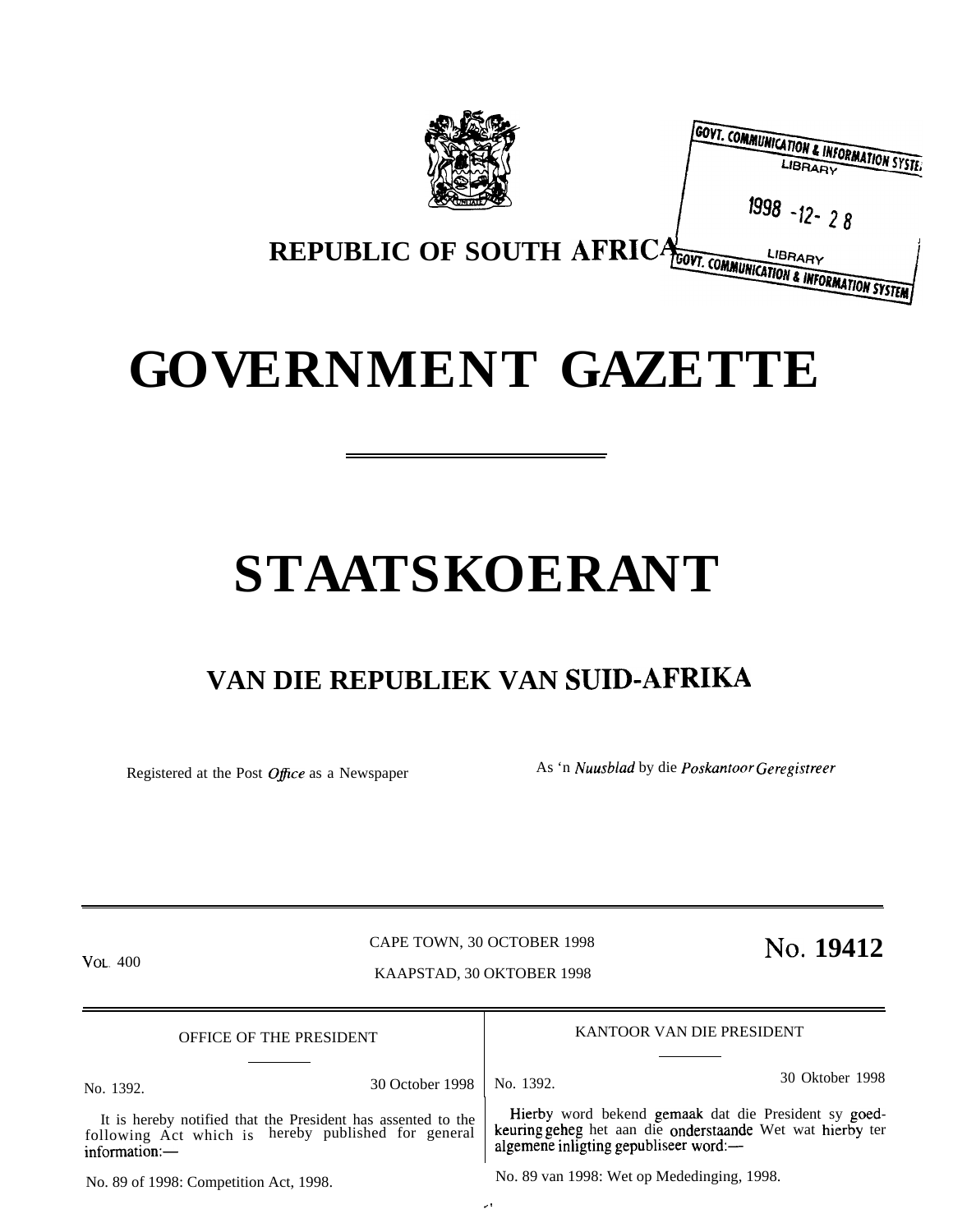REPUBLIC OF SOUTH AFRICA

GOVT. COMMUNICATION & INFORMATION SYSTEM LIBRARY 1998-12-28 LIBRARY GOVT. COMMUNICATION & INFORMATION SYSTEM

# GOVERNMENT GAZETTE

# STAATSKOERANT

## VAN DIE REPUBLIEK VAN SUID-AFRIKA

Registered at the Post Office as a Newspaper

As 'n Nuusblad by die Poskantoor Geregistreer

VOL. 400

CAPE TOWN, 30 OCTOBER 1998

KAAPSTAD, 30 OKTOBER 1998

**No. 19412**

OFFICE OF THE PRESIDENT

No. 1392. 30 October 1998

It is hereby notified that the President has assented to the following Act which is hereby published for general information:—

No. 89 of 1998: Competition Act, 1998.

KANTOOR VAN DIE PRESIDENT

No. 1392. 30 Oktober 1998

Hierby word bekend gemaak dat die President sy goedkeuring geheg het aan die onderstaande Wet wat hierby ter algemene inligting gepubliseer word:—

No. 89 van 1998: Wet op Mededinging, 1998.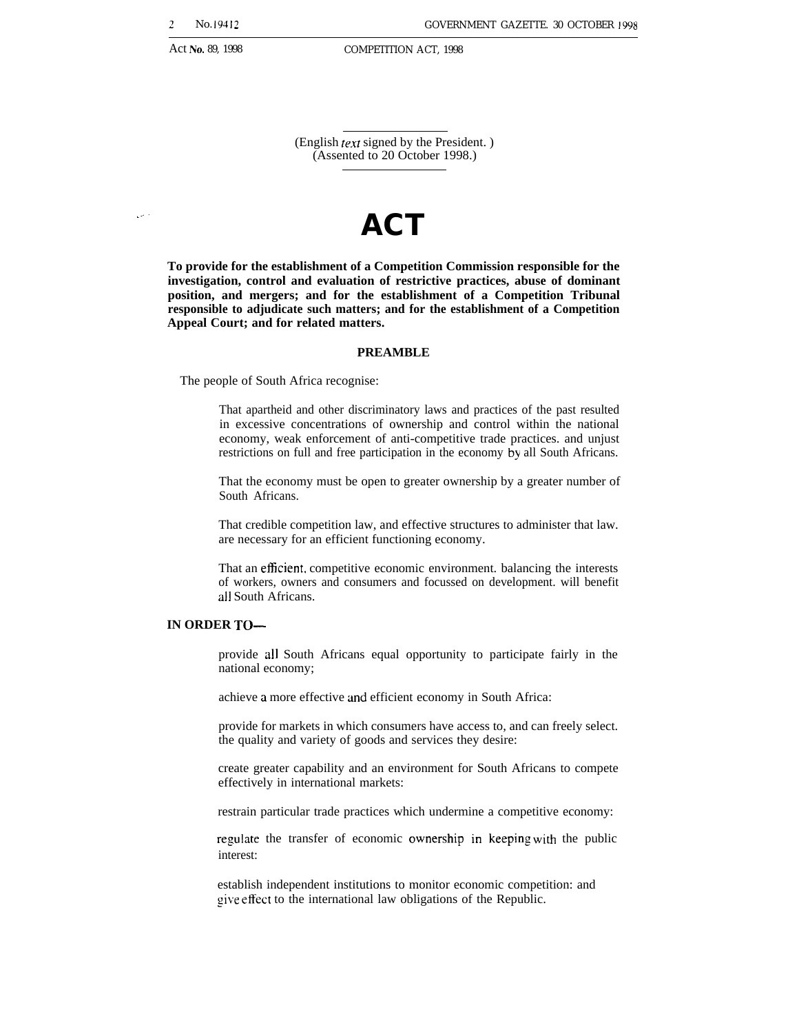(English *text* signed by the President.)
(Assented to 20 October 1998.)

# ACT

**To provide for the establishment of a Competition Commission responsible for the investigation, control and evaluation of restrictive practices, abuse of dominant position, and mergers; and for the establishment of a Competition Tribunal responsible to adjudicate such matters; and for the establishment of a Competition Appeal Court; and for related matters.**

## PREAMBLE

The people of South Africa recognise:

That apartheid and other discriminatory laws and practices of the past resulted in excessive concentrations of ownership and control within the national economy, weak enforcement of anti-competitive trade practices. and unjust restrictions on full and free participation in the economy by all South Africans.

That the economy must be open to greater ownership by a greater number of South Africans.

That credible competition law, and effective structures to administer that law. are necessary for an efficient functioning economy.

That an efficient. competitive economic environment. balancing the interests of workers, owners and consumers and focussed on development. will benefit all South Africans.

**IN ORDER TO—**

provide all South Africans equal opportunity to participate fairly in the national economy;

achieve a more effective and efficient economy in South Africa:

provide for markets in which consumers have access to, and can freely select. the quality and variety of goods and services they desire:

create greater capability and an environment for South Africans to compete effectively in international markets:

restrain particular trade practices which undermine a competitive economy:

regulate the transfer of economic ownership in keeping with the public interest:

establish independent institutions to monitor economic competition: and give effect to the international law obligations of the Republic.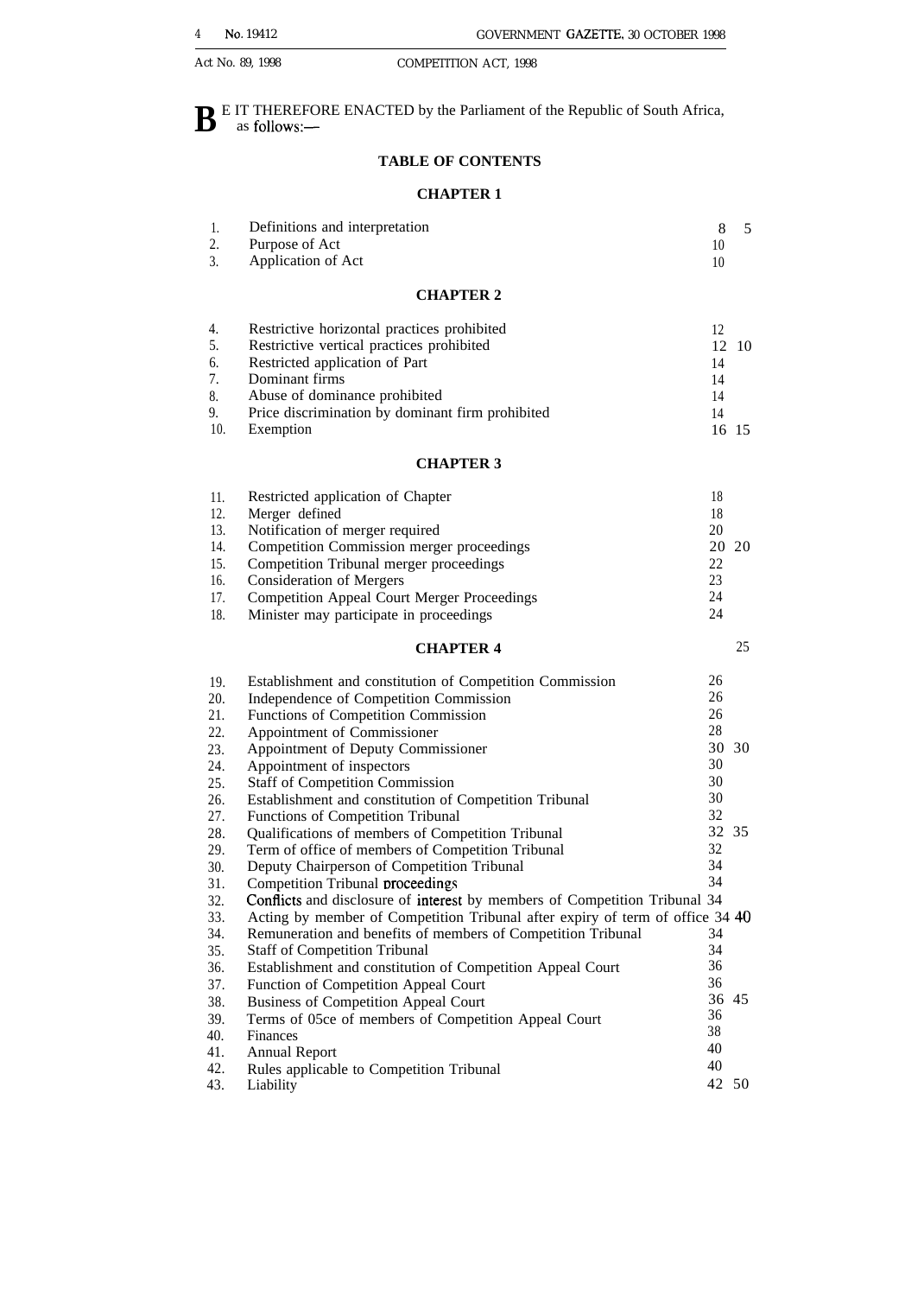**B**E IT THEREFORE ENACTED by the Parliament of the Republic of South Africa, as follows:—

## TABLE OF CONTENTS

### CHAPTER 1

| | | |
|---|---|---|
| 1. | Definitions and interpretation | 8 |
| 2. | Purpose of Act | 10 |
| 3. | Application of Act | 10 |

### CHAPTER 2

| | | |
|---|---|---|
| 4. | Restrictive horizontal practices prohibited | 12 |
| 5. | Restrictive vertical practices prohibited | 12 |
| 6. | Restricted application of Part | 14 |
| 7. | Dominant firms | 14 |
| 8. | Abuse of dominance prohibited | 14 |
| 9. | Price discrimination by dominant firm prohibited | 14 |
| 10. | Exemption | 16 |

### CHAPTER 3

| | | |
|---|---|---|
| 11. | Restricted application of Chapter | 18 |
| 12. | Merger defined | 18 |
| 13. | Notification of merger required | 20 |
| 14. | Competition Commission merger proceedings | 20 |
| 15. | Competition Tribunal merger proceedings | 22 |
| 16. | Consideration of Mergers | 23 |
| 17. | Competition Appeal Court Merger Proceedings | 24 |
| 18. | Minister may participate in proceedings | 24 |

### CHAPTER 4

| | | |
|---|---|---|
| 19. | Establishment and constitution of Competition Commission | 26 |
| 20. | Independence of Competition Commission | 26 |
| 21. | Functions of Competition Commission | 26 |
| 22. | Appointment of Commissioner | 28 |
| 23. | Appointment of Deputy Commissioner | 30 |
| 24. | Appointment of inspectors | 30 |
| 25. | Staff of Competition Commission | 30 |
| 26. | Establishment and constitution of Competition Tribunal | 30 |
| 27. | Functions of Competition Tribunal | 32 |
| 28. | Qualifications of members of Competition Tribunal | 32 |
| 29. | Term of office of members of Competition Tribunal | 32 |
| 30. | Deputy Chairperson of Competition Tribunal | 34 |
| 31. | Competition Tribunal proceedings | 34 |
| 32. | Conflicts and disclosure of interest by members of Competition Tribunal | 34 |
| 33. | Acting by member of Competition Tribunal after expiry of term of office | 34 |
| 34. | Remuneration and benefits of members of Competition Tribunal | 34 |
| 35. | Staff of Competition Tribunal | 34 |
| 36. | Establishment and constitution of Competition Appeal Court | 36 |
| 37. | Function of Competition Appeal Court | 36 |
| 38. | Business of Competition Appeal Court | 36 |
| 39. | Terms of 05ce of members of Competition Appeal Court | 36 |
| 40. | Finances | 38 |
| 41. | Annual Report | 40 |
| 42. | Rules applicable to Competition Tribunal | 40 |
| 43. | Liability | 42 |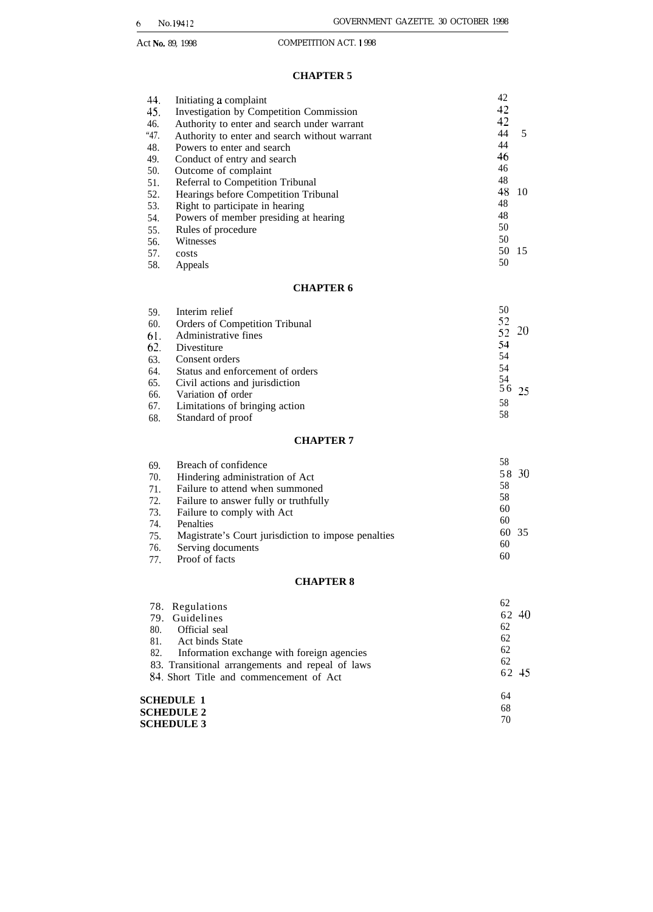## CHAPTER 5

| | | |
|---|---|---|
| 44. | Initiating a complaint | 42 |
| 45. | Investigation by Competition Commission | 42 |
| 46. | Authority to enter and search under warrant | 42 |
| 47. | Authority to enter and search without warrant | 44 |
| 48. | Powers to enter and search | 44 |
| 49. | Conduct of entry and search | 46 |
| 50. | Outcome of complaint | 46 |
| 51. | Referral to Competition Tribunal | 48 |
| 52. | Hearings before Competition Tribunal | 48 |
| 53. | Right to participate in hearing | 48 |
| 54. | Powers of member presiding at hearing | 48 |
| 55. | Rules of procedure | 50 |
| 56. | Witnesses | 50 |
| 57. | costs | 50 |
| 58. | Appeals | 50 |

## CHAPTER 6

| | | |
|---|---|---|
| 59. | Interim relief | 50 |
| 60. | Orders of Competition Tribunal | 52 |
| 61. | Administrative fines | 52 |
| 62. | Divestiture | 54 |
| 63. | Consent orders | 54 |
| 64. | Status and enforcement of orders | 54 |
| 65. | Civil actions and jurisdiction | 54 |
| 66. | Variation of order | 56 |
| 67. | Limitations of bringing action | 58 |
| 68. | Standard of proof | 58 |

## CHAPTER 7

| | | |
|---|---|---|
| 69. | Breach of confidence | 58 |
| 70. | Hindering administration of Act | 58 |
| 71. | Failure to attend when summoned | 58 |
| 72. | Failure to answer fully or truthfully | 58 |
| 73. | Failure to comply with Act | 60 |
| 74. | Penalties | 60 |
| 75. | Magistrate's Court jurisdiction to impose penalties | 60 |
| 76. | Serving documents | 60 |
| 77. | Proof of facts | 60 |

## CHAPTER 8

| | | |
|---|---|---|
| 78. | Regulations | 62 |
| 79. | Guidelines | 62 |
| 80. | Official seal | 62 |
| 81. | Act binds State | 62 |
| 82. | Information exchange with foreign agencies | 62 |
| 83. | Transitional arrangements and repeal of laws | 62 |
| 84. | Short Title and commencement of Act | 62 |

| | |
|---|---|
| **SCHEDULE 1** | 64 |
| **SCHEDULE 2** | 68 |
| **SCHEDULE 3** | 70 |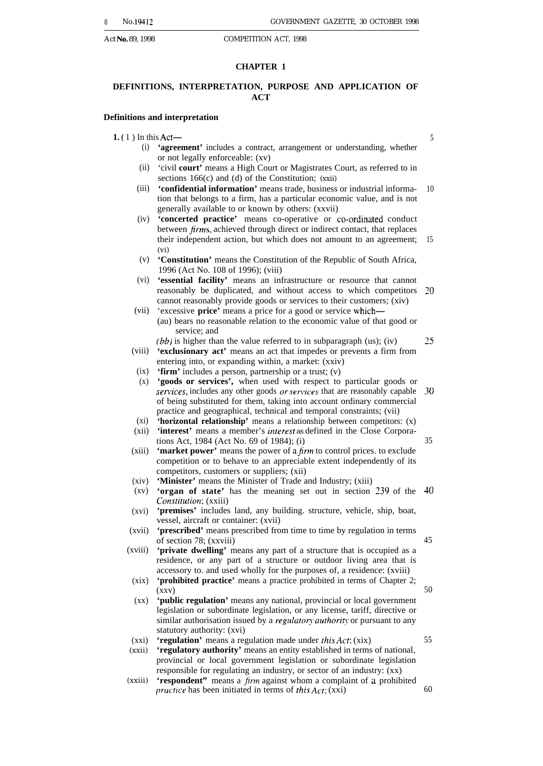## CHAPTER 1

## DEFINITIONS, INTERPRETATION, PURPOSE AND APPLICATION OF ACT

### Definitions and interpretation

**1.** (1) In this Act—

(i) **'agreement'** includes a contract, arrangement or understanding, whether or not legally enforceable: (xv)

(ii) 'civil **court'** means a High Court or Magistrates Court, as referred to in sections 166(c) and (d) of the Constitution; (xxii)

(iii) **'confidential information'** means trade, business or industrial information that belongs to a firm, has a particular economic value, and is not generally available to or known by others: (xxvii)

(iv) **'concerted practice'** means co-operative or co-ordinated conduct between *firms*, achieved through direct or indirect contact, that replaces their independent action, but which does not amount to an agreement; (vi)

(v) **'Constitution'** means the Constitution of the Republic of South Africa, 1996 (Act No. 108 of 1996); (viii)

(vi) **'essential facility'** means an infrastructure or resource that cannot reasonably be duplicated, and without access to which competitors cannot reasonably provide goods or services to their customers; (xiv)

(vii) 'excessive **price'** means a price for a good or service which—

(au) bears no reasonable relation to the economic value of that good or service; and

*(bb)* is higher than the value referred to in subparagraph (us); (iv)

(viii) **'exclusionary act'** means an act that impedes or prevents a firm from entering into, or expanding within, a market: (xxiv)

(ix) **'firm'** includes a person, partnership or a trust; (v)

(x) **'goods or services',** when used with respect to particular goods or *services*, includes any other goods *or services* that are reasonably capable of being substituted for them, taking into account ordinary commercial practice and geographical, technical and temporal constraints; (vii)

(xi) **'horizontal relationship'** means a relationship between competitors: (x)

(xii) **'interest'** means a member's *interest* as defined in the Close Corporations Act, 1984 (Act No. 69 of 1984); (i)

(xiii) **'market power'** means the power of a *firm* to control prices. to exclude competition or to behave to an appreciable extent independently of its competitors, customers or suppliers; (xii)

(xiv) **'Minister'** means the Minister of Trade and Industry; (xiii)

(xv) **'organ of state'** has the meaning set out in section 239 of the *Constitution*; (xxiii)

(xvi) **'premises'** includes land, any building. structure, vehicle, ship, boat, vessel, aircraft or container: (xvii)

(xvii) **'prescribed'** means prescribed from time to time by regulation in terms of section 78; (xxviii)

(xviii) **'private dwelling'** means any part of a structure that is occupied as a residence, or any part of a structure or outdoor living area that is accessory to. and used wholly for the purposes of, a residence: (xviii)

(xix) **'prohibited practice'** means a practice prohibited in terms of Chapter 2; (xxv)

(xx) **'public regulation'** means any national, provincial or local government legislation or subordinate legislation, or any license, tariff, directive or similar authorisation issued by a *regulatory authority* or pursuant to any statutory authority: (xvi)

(xxi) **'regulation'** means a regulation made under *this Act*; (xix)

(xxii) **'regulatory authority'** means an entity established in terms of national, provincial or local government legislation or subordinate legislation responsible for regulating an industry, or sector of an industry: (xx)

(xxiii) **'respondent''** means a *firm* against whom a complaint of a prohibited *practice* has been initiated in terms of *this Act*; (xxi)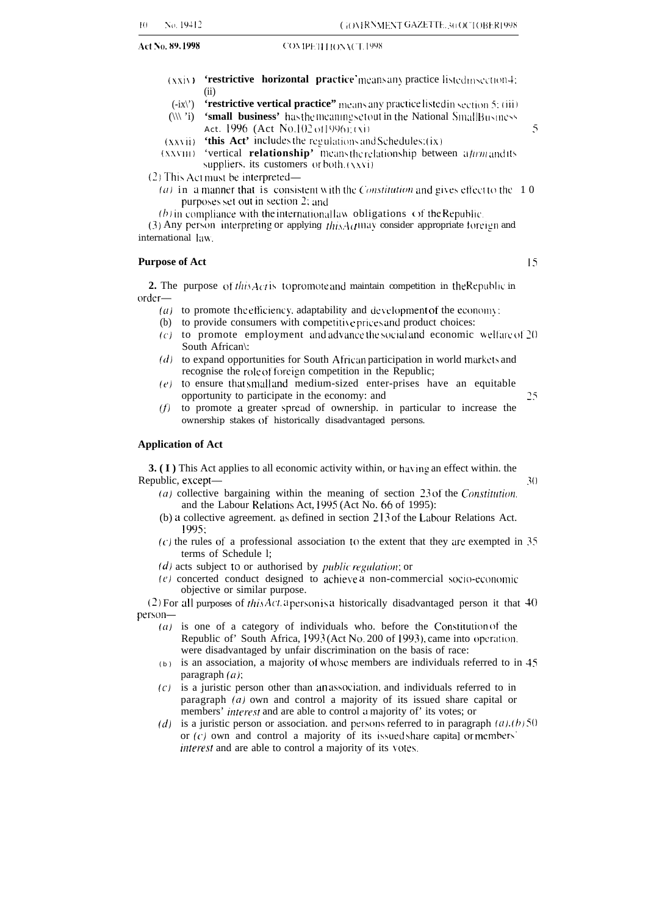(xxiv) **'restrictive horizontal practice'** means any practice listed in section 4; (ii)

(xxv) **'restrictive vertical practice"** means any practice listed in section 5; (iii)

(xxvi) **'small business'** has the meaning set out in the National Small Business Act, 1996 (Act No. 102 of 1996); (xi)

(xxvii) **'this Act'** includes the regulations and Schedules; (ix)

(xxviii) 'vertical **relationship'** means the relationship between a *firm* and its suppliers, its customers or both. (xxvi)

(2) This Act must be interpreted—

*(a)* in a manner that is consistent with the *Constitution* and gives effect to the purposes set out in section 2; and

*(b)* in compliance with the international law obligations of the Republic.

(3) Any person interpreting or applying *this Act* may consider appropriate foreign and international law.

**Purpose of Act**

**2.** The purpose of *this Act* is to promote and maintain competition in the Republic in order—

*(a)* to promote the efficiency, adaptability and development of the economy;

(b) to provide consumers with competitive prices and product choices;

*(c)* to promote employment and advance the social and economic welfare of South Africans;

*(d)* to expand opportunities for South African participation in world markets and recognise the role of foreign competition in the Republic;

*(e)* to ensure that small and medium-sized enter-prises have an equitable opportunity to participate in the economy: and

*(f)* to promote a greater spread of ownership. in particular to increase the ownership stakes of historically disadvantaged persons.

**Application of Act**

**3. (1)** This Act applies to all economic activity within, or having an effect within. the Republic, except—

*(a)* collective bargaining within the meaning of section 23 of the *Constitution*, and the Labour Relations Act, 1995 (Act No. 66 of 1995):

(b) a collective agreement. as defined in section 213 of the Labour Relations Act. 1995;

*(c)* the rules of a professional association to the extent that they are exempted in terms of Schedule 1;

*(d)* acts subject to or authorised by *public regulation*; or

*(e)* concerted conduct designed to achieve a non-commercial socio-economic objective or similar purpose.

(2) For all purposes of *this Act*, a person is a historically disadvantaged person it that person—

*(a)* is one of a category of individuals who. before the Constitution of the Republic of' South Africa, 1993 (Act No. 200 of 1993), came into operation. were disadvantaged by unfair discrimination on the basis of race:

(b) is an association, a majority of whose members are individuals referred to in paragraph *(a)*;

*(c)* is a juristic person other than an association. and individuals referred to in paragraph *(a)* own and control a majority of its issued share capital or members' *interest* and are able to control a majority of' its votes; or

*(d)* is a juristic person or association. and persons referred to in paragraph *(a)*, *(b)* or *(c)* own and control a majority of its issued share capital or members' *interest* and are able to control a majority of its votes.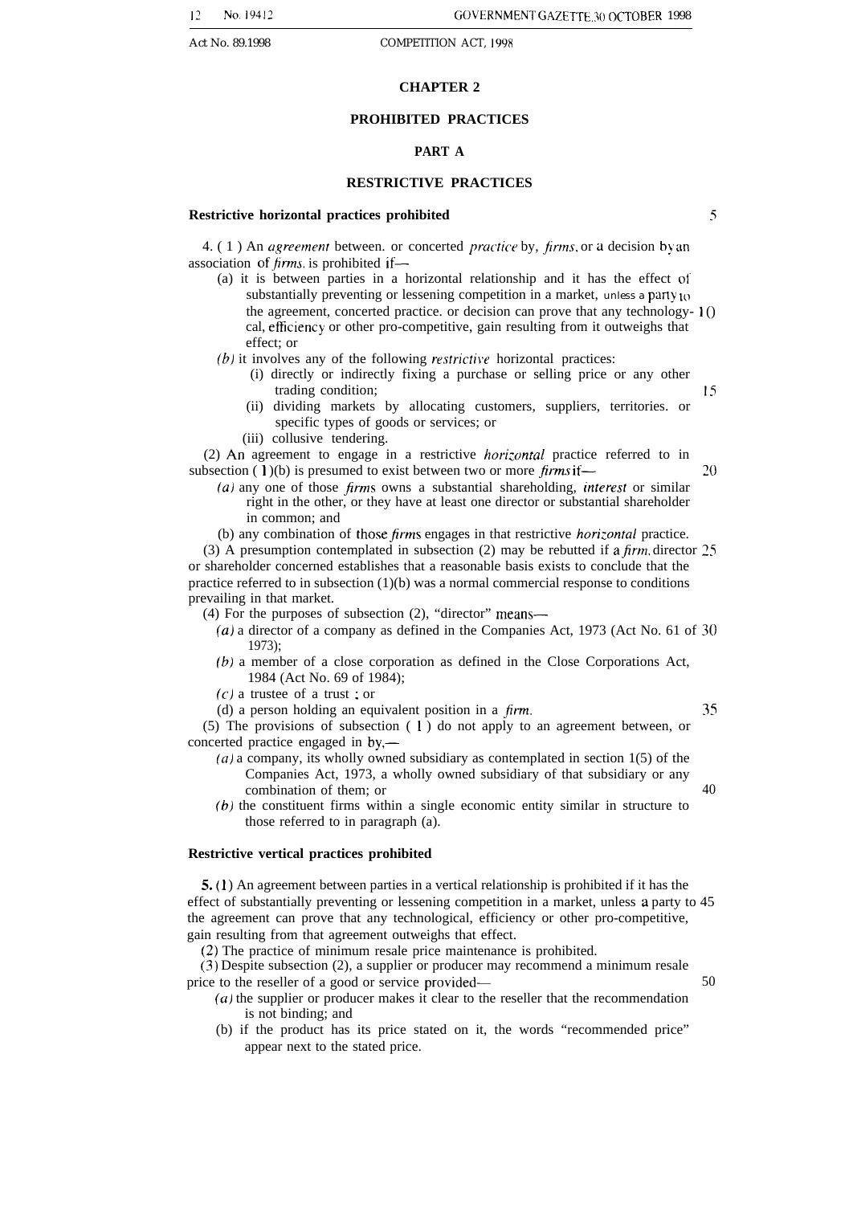## CHAPTER 2

## PROHIBITED PRACTICES

### PART A

### RESTRICTIVE PRACTICES

**Restrictive horizontal practices prohibited**

4. (1) An *agreement* between, or concerted *practice* by, *firms*, or a decision by an association of *firms*, is prohibited if—

(a) it is between parties in a horizontal relationship and it has the effect of substantially preventing or lessening competition in a market, unless a party to the agreement, concerted practice, or decision can prove that any technological, efficiency or other pro-competitive, gain resulting from it outweighs that effect; or

*(b)* it involves any of the following *restrictive* horizontal practices:

(i) directly or indirectly fixing a purchase or selling price or any other trading condition;

(ii) dividing markets by allocating customers, suppliers, territories, or specific types of goods or services; or

(iii) collusive tendering.

(2) An agreement to engage in a restrictive *horizontal* practice referred to in subsection (1)(b) is presumed to exist between two or more *firms* if—

*(a)* any one of those *firms* owns a substantial shareholding, *interest* or similar right in the other, or they have at least one director or substantial shareholder in common; and

(b) any combination of those *firms* engages in that restrictive *horizontal* practice.

(3) A presumption contemplated in subsection (2) may be rebutted if a *firm*, director or shareholder concerned establishes that a reasonable basis exists to conclude that the practice referred to in subsection (1)(b) was a normal commercial response to conditions prevailing in that market.

(4) For the purposes of subsection (2), "director" means—

*(a)* a director of a company as defined in the Companies Act, 1973 (Act No. 61 of 1973);

*(b)* a member of a close corporation as defined in the Close Corporations Act, 1984 (Act No. 69 of 1984);

*(c)* a trustee of a trust ; or

(d) a person holding an equivalent position in a *firm*.

(5) The provisions of subsection (1) do not apply to an agreement between, or concerted practice engaged in by,—

*(a)* a company, its wholly owned subsidiary as contemplated in section 1(5) of the Companies Act, 1973, a wholly owned subsidiary of that subsidiary or any combination of them; or

*(b)* the constituent firms within a single economic entity similar in structure to those referred to in paragraph (a).

**Restrictive vertical practices prohibited**

**5.** (1) An agreement between parties in a vertical relationship is prohibited if it has the effect of substantially preventing or lessening competition in a market, unless a party to the agreement can prove that any technological, efficiency or other pro-competitive, gain resulting from that agreement outweighs that effect.

(2) The practice of minimum resale price maintenance is prohibited.

(3) Despite subsection (2), a supplier or producer may recommend a minimum resale price to the reseller of a good or service provided—

*(a)* the supplier or producer makes it clear to the reseller that the recommendation is not binding; and

(b) if the product has its price stated on it, the words "recommended price" appear next to the stated price.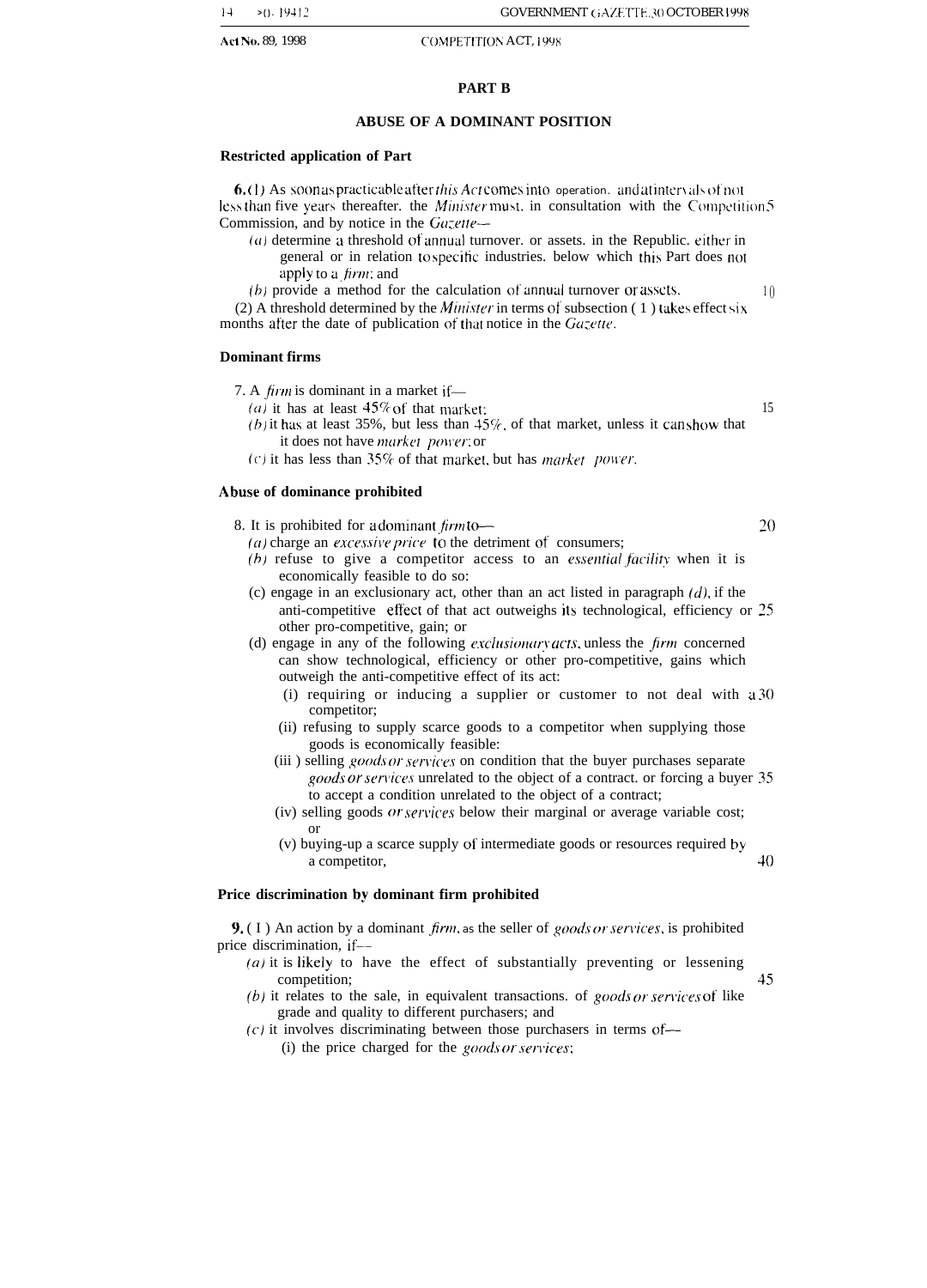## PART B

## ABUSE OF A DOMINANT POSITION

### Restricted application of Part

**6.** (1) As soon as practicable after *this Act* comes into operation, and at intervals of not less than five years thereafter, the *Minister* must, in consultation with the Competition Commission, and by notice in the *Gazette*—

(*a*) determine a threshold of annual turnover, or assets, in the Republic, either in general or in relation to specific industries, below which this Part does not apply to a *firm*; and

(*b*) provide a method for the calculation of annual turnover or assets.

(2) A threshold determined by the *Minister* in terms of subsection (1) takes effect six months after the date of publication of that notice in the *Gazette*.

### Dominant firms

7. A *firm* is dominant in a market if—

(*a*) it has at least 45% of that market;

(*b*) it has at least 35%, but less than 45%, of that market, unless it can show that it does not have *market power*; or

(*c*) it has less than 35% of that market, but has *market power*.

### Abuse of dominance prohibited

8. It is prohibited for a dominant *firm* to—

(*a*) charge an *excessive price* to the detriment of consumers;

(*b*) refuse to give a competitor access to an *essential facility* when it is economically feasible to do so;

(c) engage in an exclusionary act, other than an act listed in paragraph (*d*), if the anti-competitive effect of that act outweighs its technological, efficiency or other pro-competitive, gain; or

(d) engage in any of the following *exclusionary acts*, unless the *firm* concerned can show technological, efficiency or other pro-competitive, gains which outweigh the anti-competitive effect of its act:

(i) requiring or inducing a supplier or customer to not deal with a competitor;

(ii) refusing to supply scarce goods to a competitor when supplying those goods is economically feasible;

(iii) selling *goods or services* on condition that the buyer purchases separate *goods or services* unrelated to the object of a contract, or forcing a buyer to accept a condition unrelated to the object of a contract;

(iv) selling goods *or services* below their marginal or average variable cost; or

(v) buying-up a scarce supply of intermediate goods or resources required by a competitor,

### Price discrimination by dominant firm prohibited

**9.** (1) An action by a dominant *firm*, as the seller of *goods or services*, is prohibited price discrimination, if—

(*a*) it is likely to have the effect of substantially preventing or lessening competition;

(*b*) it relates to the sale, in equivalent transactions, of *goods or services* of like grade and quality to different purchasers; and

(*c*) it involves discriminating between those purchasers in terms of—

(i) the price charged for the *goods or services*;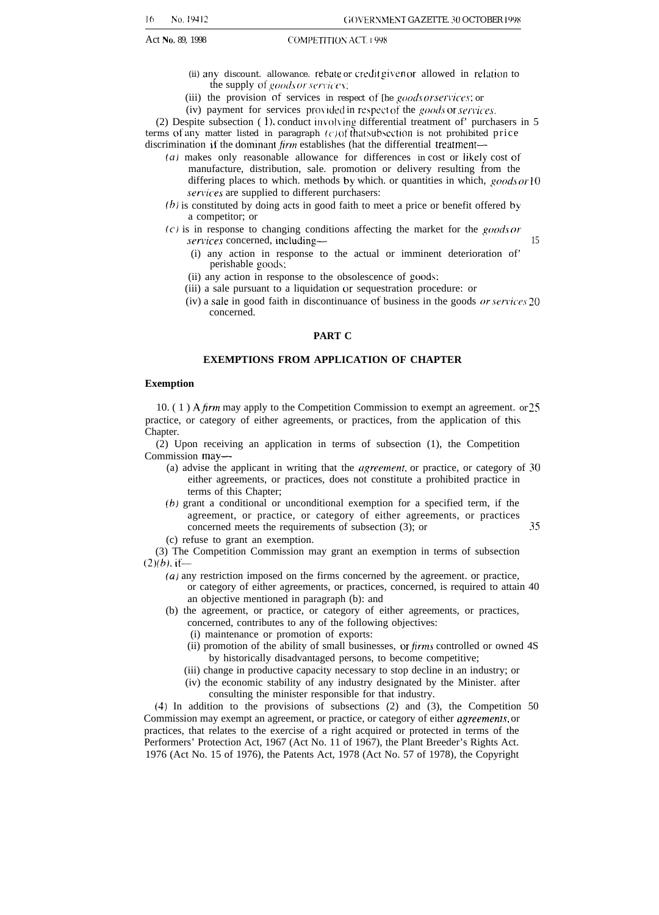(ii) any discount, allowance, rebate or credit given or allowed in relation to the supply of *goods or services*;

(iii) the provision of services in respect of the *goods or services*; or

(iv) payment for services provided in respect of the *goods or services*.

(2) Despite subsection (1), conduct involving differential treatment of purchasers in terms of any matter listed in paragraph *(c)* of that subsection is not prohibited price discrimination if the dominant *firm* establishes that the differential treatment—

*(a)* makes only reasonable allowance for differences in cost or likely cost of manufacture, distribution, sale, promotion or delivery resulting from the differing places to which, methods by which, or quantities in which, *goods or services* are supplied to different purchasers;

*(b)* is constituted by doing acts in good faith to meet a price or benefit offered by a competitor; or

*(c)* is in response to changing conditions affecting the market for the *goods or services* concerned, including—

(i) any action in response to the actual or imminent deterioration of perishable goods;

(ii) any action in response to the obsolescence of goods;

(iii) a sale pursuant to a liquidation or sequestration procedure; or

(iv) a sale in good faith in discontinuance of business in the goods *or services* concerned.

## PART C

## EXEMPTIONS FROM APPLICATION OF CHAPTER

### Exemption

10. (1) A *firm* may apply to the Competition Commission to exempt an agreement, or practice, or category of either agreements, or practices, from the application of this Chapter.

(2) Upon receiving an application in terms of subsection (1), the Competition Commission may—

(a) advise the applicant in writing that the *agreement*, or practice, or category of either agreements, or practices, does not constitute a prohibited practice in terms of this Chapter;

*(b)* grant a conditional or unconditional exemption for a specified term, if the agreement, or practice, or category of either agreements, or practices concerned meets the requirements of subsection (3); or

(c) refuse to grant an exemption.

(3) The Competition Commission may grant an exemption in terms of subsection (2)*(b)*, if—

*(a)* any restriction imposed on the firms concerned by the agreement, or practice, or category of either agreements, or practices, concerned, is required to attain an objective mentioned in paragraph (b); and

(b) the agreement, or practice, or category of either agreements, or practices, concerned, contributes to any of the following objectives:

(i) maintenance or promotion of exports;

(ii) promotion of the ability of small businesses, or *firms* controlled or owned by historically disadvantaged persons, to become competitive;

(iii) change in productive capacity necessary to stop decline in an industry; or

(iv) the economic stability of any industry designated by the Minister, after consulting the minister responsible for that industry.

(4) In addition to the provisions of subsections (2) and (3), the Competition Commission may exempt an agreement, or practice, or category of either *agreements*, or practices, that relates to the exercise of a right acquired or protected in terms of the Performers' Protection Act, 1967 (Act No. 11 of 1967), the Plant Breeder's Rights Act, 1976 (Act No. 15 of 1976), the Patents Act, 1978 (Act No. 57 of 1978), the Copyright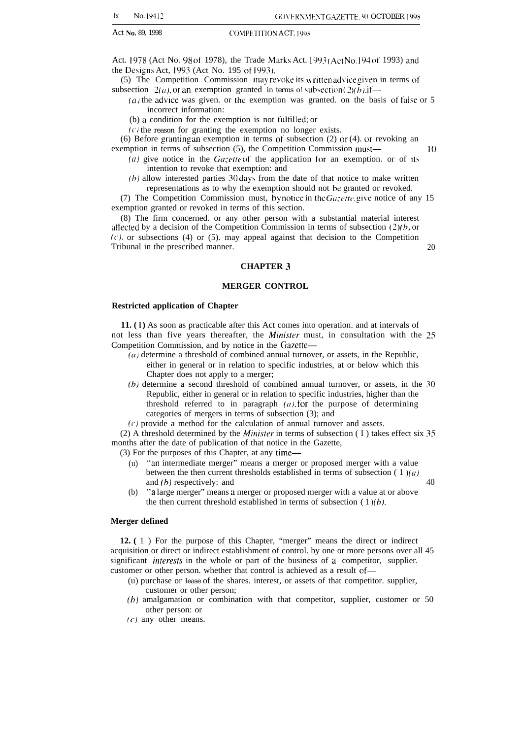Act. 1978 (Act No. 98 of 1978), the Trade Marks Act. 1993 (Act No. 194 of 1993) and the Designs Act, 1993 (Act No. 195 of 1993).

(5) The Competition Commission may revoke its written advice given in terms of subsection 2(*a*), or an exemption granted in terms of subsection (2)(*b*), if—

(*a*) the advice was given. or the exemption was granted. on the basis of false or incorrect information:

(b) a condition for the exemption is not fulfilled; or

(*c*) the reason for granting the exemption no longer exists.

(6) Before granting an exemption in terms of subsection (2) or (4). or revoking an exemption in terms of subsection (5), the Competition Commission must—

(*a*) give notice in the *Gazette* of the application for an exemption. or of its intention to revoke that exemption: and

(*b*) allow interested parties 30 days from the date of that notice to make written representations as to why the exemption should not be granted or revoked.

(7) The Competition Commission must, by notice in the *Gazette*, give notice of any exemption granted or revoked in terms of this section.

(8) The firm concerned. or any other person with a substantial material interest affected by a decision of the Competition Commission in terms of subsection (2)(*b*) or (*c*). or subsections (4) or (5). may appeal against that decision to the Competition Tribunal in the prescribed manner.

## CHAPTER 3

## MERGER CONTROL

### Restricted application of Chapter

**11. (1)** As soon as practicable after this Act comes into operation. and at intervals of not less than five years thereafter, the *Minister* must, in consultation with the Competition Commission, and by notice in the Gazette—

(*a*) determine a threshold of combined annual turnover, or assets, in the Republic, either in general or in relation to specific industries, at or below which this Chapter does not apply to a merger;

(*b*) determine a second threshold of combined annual turnover, or assets, in the Republic, either in general or in relation to specific industries, higher than the threshold referred to in paragraph (*a*), for the purpose of determining categories of mergers in terms of subsection (3); and

(*c*) provide a method for the calculation of annual turnover and assets.

(2) A threshold determined by the *Minister* in terms of subsection (1) takes effect six months after the date of publication of that notice in the Gazette,

(3) For the purposes of this Chapter, at any time—

(*a*) "an intermediate merger" means a merger or proposed merger with a value between the then current thresholds established in terms of subsection (1)(*a*) and (*b*) respectively: and

(b) "a large merger" means a merger or proposed merger with a value at or above the then current threshold established in terms of subsection (1)(*b*).

### Merger defined

**12. (1)** For the purpose of this Chapter, "merger" means the direct or indirect acquisition or direct or indirect establishment of control. by one or more persons over all significant *interests* in the whole or part of the business of a competitor, supplier. customer or other person. whether that control is achieved as a result of—

(*a*) purchase or lease of the shares. interest, or assets of that competitor. supplier, customer or other person;

(*b*) amalgamation or combination with that competitor, supplier, customer or other person: or

(*c*) any other means.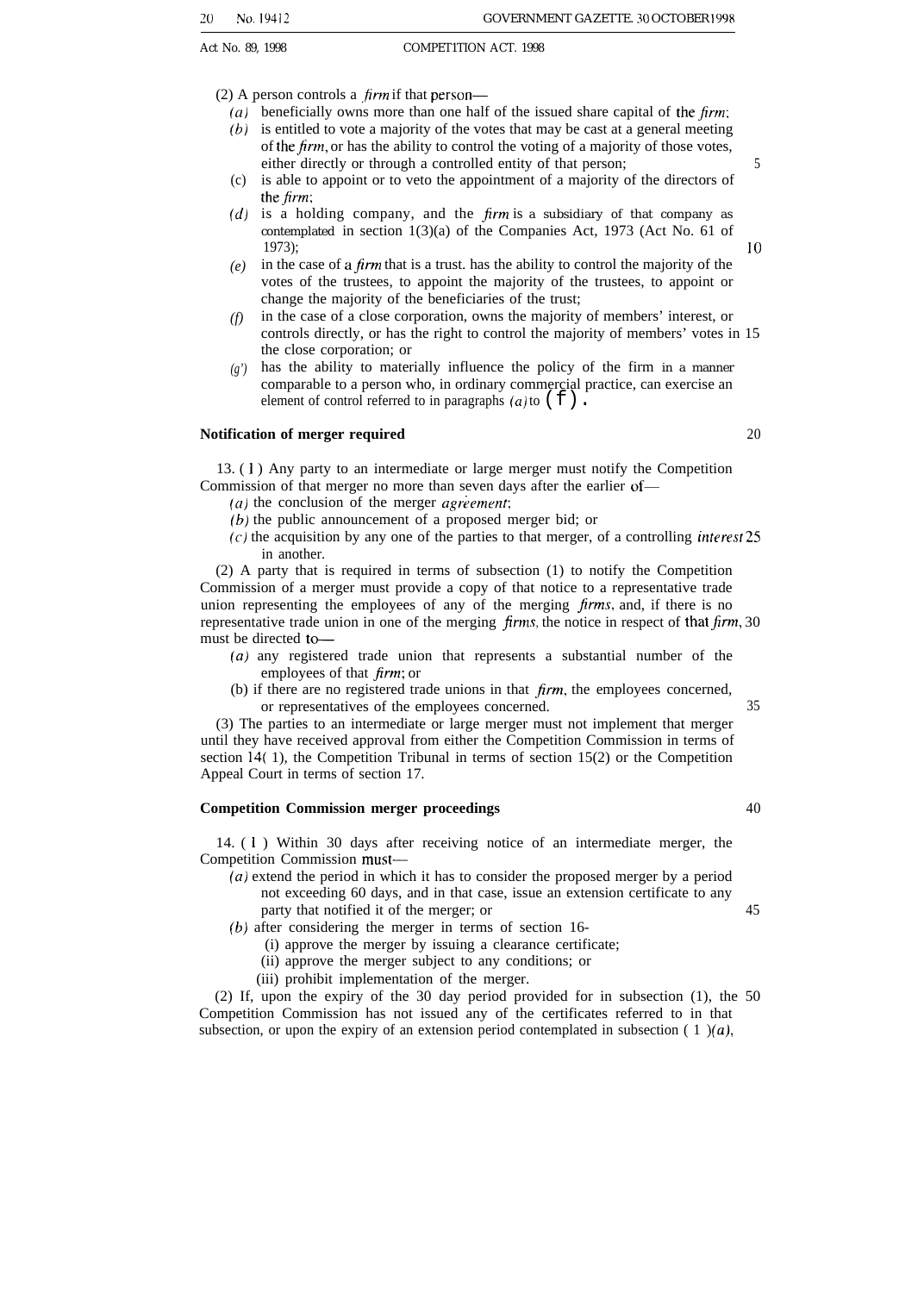(2) A person controls a *firm* if that person—

*(a)* beneficially owns more than one half of the issued share capital of the *firm*;

*(b)* is entitled to vote a majority of the votes that may be cast at a general meeting of the *firm*, or has the ability to control the voting of a majority of those votes, either directly or through a controlled entity of that person;

(c) is able to appoint or to veto the appointment of a majority of the directors of the *firm*;

*(d)* is a holding company, and the *firm* is a subsidiary of that company as contemplated in section 1(3)(a) of the Companies Act, 1973 (Act No. 61 of 1973);

*(e)* in the case of a *firm* that is a trust. has the ability to control the majority of the votes of the trustees, to appoint the majority of the trustees, to appoint or change the majority of the beneficiaries of the trust;

*(f)* in the case of a close corporation, owns the majority of members' interest, or controls directly, or has the right to control the majority of members' votes in the close corporation; or

*(g)* has the ability to materially influence the policy of the firm in a manner comparable to a person who, in ordinary commercial practice, can exercise an element of control referred to in paragraphs *(a)* to *(f)*.

**Notification of merger required**

13. (1) Any party to an intermediate or large merger must notify the Competition Commission of that merger no more than seven days after the earlier of—

*(a)* the conclusion of the merger *agreement*;

*(b)* the public announcement of a proposed merger bid; or

*(c)* the acquisition by any one of the parties to that merger, of a controlling *interest* in another.

(2) A party that is required in terms of subsection (1) to notify the Competition Commission of a merger must provide a copy of that notice to a representative trade union representing the employees of any of the merging *firms*, and, if there is no representative trade union in one of the merging *firms*, the notice in respect of that *firm*, must be directed to—

*(a)* any registered trade union that represents a substantial number of the employees of that *firm*; or

(b) if there are no registered trade unions in that *firm*, the employees concerned, or representatives of the employees concerned.

(3) The parties to an intermediate or large merger must not implement that merger until they have received approval from either the Competition Commission in terms of section 14(1), the Competition Tribunal in terms of section 15(2) or the Competition Appeal Court in terms of section 17.

**Competition Commission merger proceedings**

14. (1) Within 30 days after receiving notice of an intermediate merger, the Competition Commission must—

*(a)* extend the period in which it has to consider the proposed merger by a period not exceeding 60 days, and in that case, issue an extension certificate to any party that notified it of the merger; or

*(b)* after considering the merger in terms of section 16-

(i) approve the merger by issuing a clearance certificate;

(ii) approve the merger subject to any conditions; or

(iii) prohibit implementation of the merger.

(2) If, upon the expiry of the 30 day period provided for in subsection (1), the Competition Commission has not issued any of the certificates referred to in that subsection, or upon the expiry of an extension period contemplated in subsection (1)*(a)*,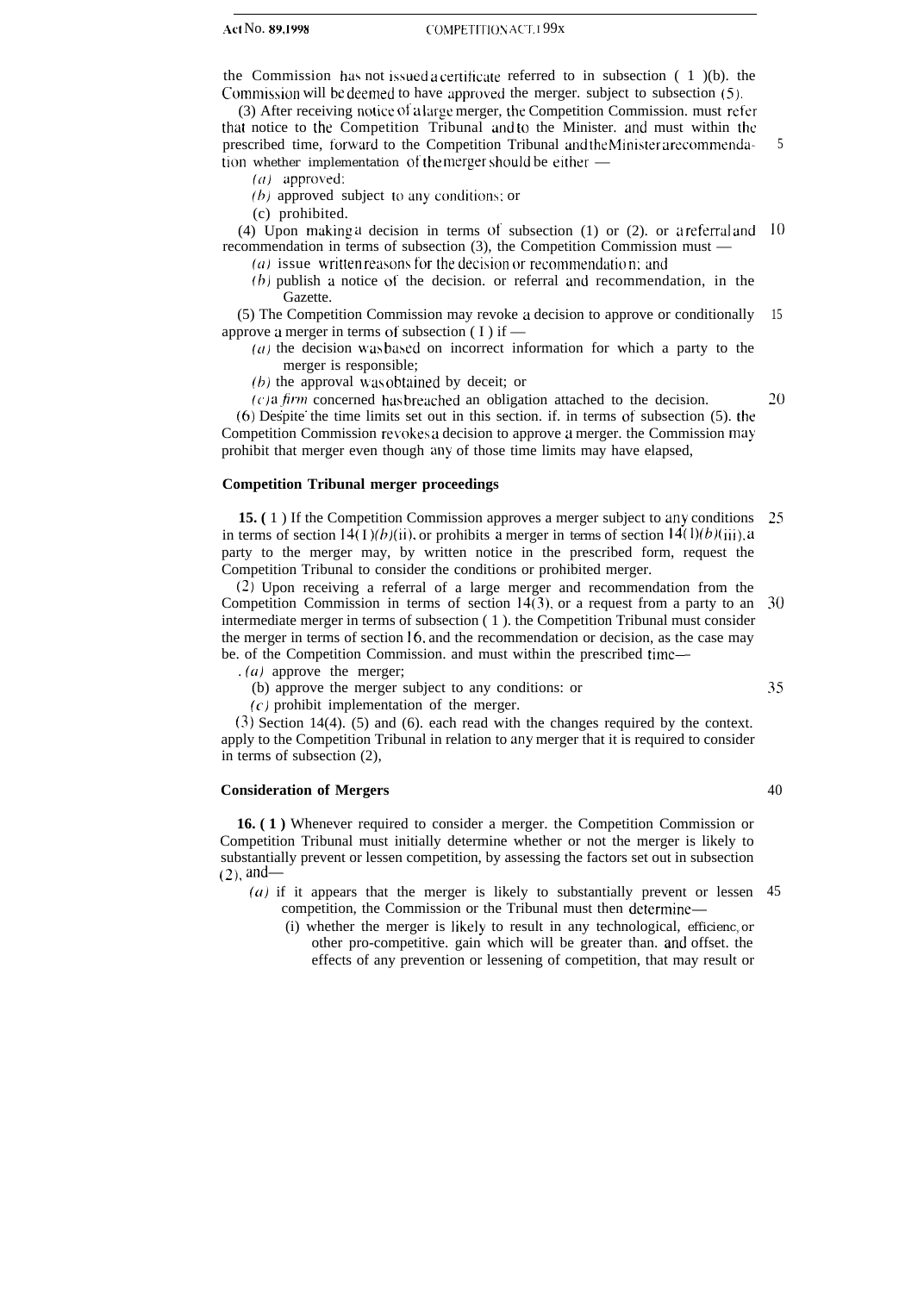the Commission has not issued a certificate referred to in subsection (1)(b), the Commission will be deemed to have approved the merger, subject to subsection (5).

(3) After receiving notice of a large merger, the Competition Commission must refer that notice to the Competition Tribunal and to the Minister, and must within the prescribed time, forward to the Competition Tribunal and the Minister a recommendation whether implementation of the merger should be either —

*(a)* approved;

*(b)* approved subject to any conditions; or

(c) prohibited.

(4) Upon making a decision in terms of subsection (1) or (2), or a referral and recommendation in terms of subsection (3), the Competition Commission must —

*(a)* issue written reasons for the decision or recommendation; and

*(b)* publish a notice of the decision, or referral and recommendation, in the Gazette.

(5) The Competition Commission may revoke a decision to approve or conditionally approve a merger in terms of subsection (1) if —

*(a)* the decision was based on incorrect information for which a party to the merger is responsible;

*(b)* the approval was obtained by deceit; or

*(c)* a firm concerned has breached an obligation attached to the decision.

(6) Despite the time limits set out in this section, if, in terms of subsection (5), the Competition Commission revokes a decision to approve a merger, the Commission may prohibit that merger even though any of those time limits may have elapsed.

**Competition Tribunal merger proceedings**

**15.** (1) If the Competition Commission approves a merger subject to any conditions in terms of section 14(1)*(b)*(ii), or prohibits a merger in terms of section 14(1)*(b)*(iii), a party to the merger may, by written notice in the prescribed form, request the Competition Tribunal to consider the conditions or prohibited merger.

(2) Upon receiving a referral of a large merger and recommendation from the Competition Commission in terms of section 14(3), or a request from a party to an intermediate merger in terms of subsection (1), the Competition Tribunal must consider the merger in terms of section 16, and the recommendation or decision, as the case may be, of the Competition Commission, and must within the prescribed time—

*(a)* approve the merger;

(b) approve the merger subject to any conditions; or

*(c)* prohibit implementation of the merger.

(3) Section 14(4), (5) and (6), each read with the changes required by the context, apply to the Competition Tribunal in relation to any merger that it is required to consider in terms of subsection (2).

**Consideration of Mergers**

**16.** (1) Whenever required to consider a merger, the Competition Commission or Competition Tribunal must initially determine whether or not the merger is likely to substantially prevent or lessen competition, by assessing the factors set out in subsection (2), and—

*(a)* if it appears that the merger is likely to substantially prevent or lessen competition, the Commission or the Tribunal must then determine—

(i) whether the merger is likely to result in any technological, efficiency or other pro-competitive gain which will be greater than, and offset, the effects of any prevention or lessening of competition, that may result or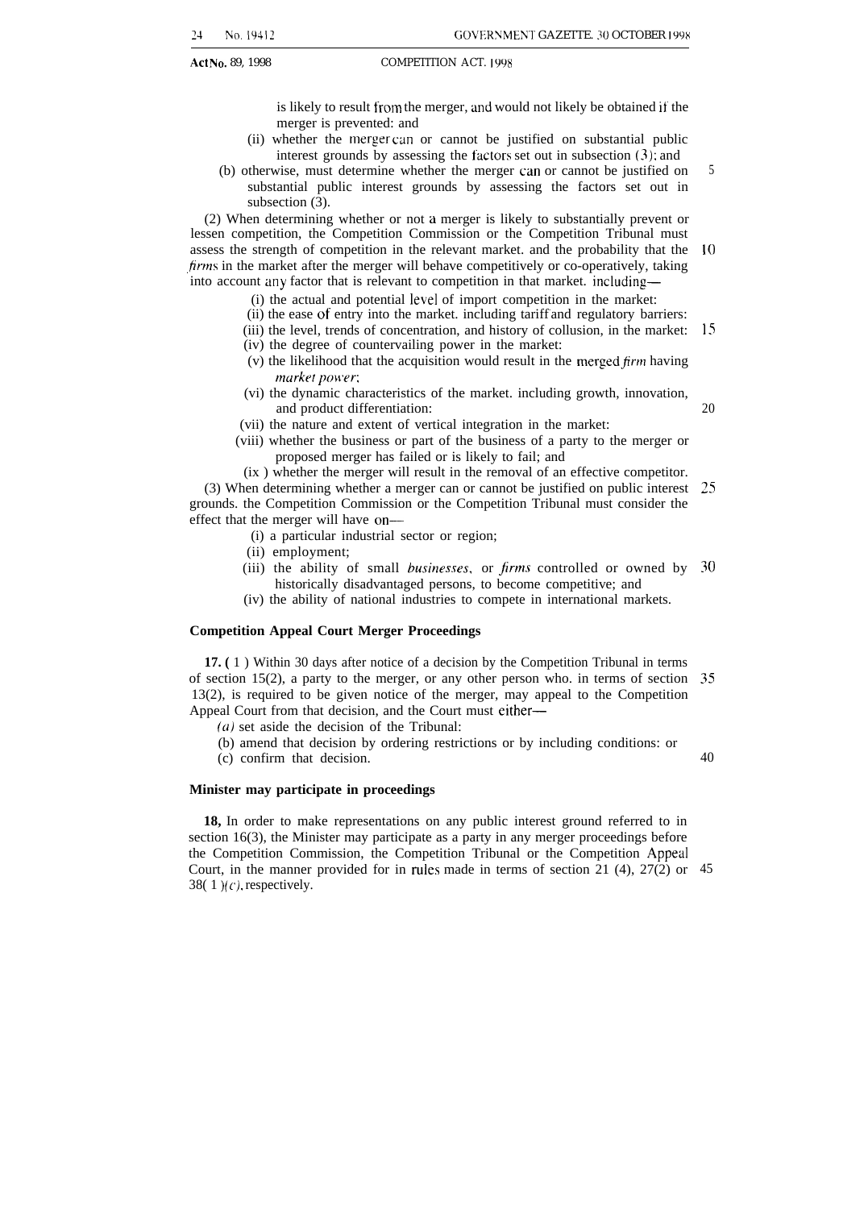is likely to result from the merger, and would not likely be obtained if the merger is prevented: and

(ii) whether the merger can or cannot be justified on substantial public interest grounds by assessing the factors set out in subsection (3); and

(b) otherwise, must determine whether the merger can or cannot be justified on substantial public interest grounds by assessing the factors set out in subsection (3).

(2) When determining whether or not a merger is likely to substantially prevent or lessen competition, the Competition Commission or the Competition Tribunal must assess the strength of competition in the relevant market. and the probability that the *firms* in the market after the merger will behave competitively or co-operatively, taking into account any factor that is relevant to competition in that market. including—

(i) the actual and potential level of import competition in the market:

(ii) the ease of entry into the market. including tariff and regulatory barriers:

(iii) the level, trends of concentration, and history of collusion, in the market:

(iv) the degree of countervailing power in the market:

(v) the likelihood that the acquisition would result in the merged *firm* having *market power*;

(vi) the dynamic characteristics of the market. including growth, innovation, and product differentiation:

(vii) the nature and extent of vertical integration in the market:

(viii) whether the business or part of the business of a party to the merger or proposed merger has failed or is likely to fail; and

(ix) whether the merger will result in the removal of an effective competitor.

(3) When determining whether a merger can or cannot be justified on public interest grounds. the Competition Commission or the Competition Tribunal must consider the effect that the merger will have on—

(i) a particular industrial sector or region;

(ii) employment;

(iii) the ability of small *businesses*, or *firms* controlled or owned by historically disadvantaged persons, to become competitive; and

(iv) the ability of national industries to compete in international markets.

**Competition Appeal Court Merger Proceedings**

**17.** (1) Within 30 days after notice of a decision by the Competition Tribunal in terms of section 15(2), a party to the merger, or any other person who. in terms of section 13(2), is required to be given notice of the merger, may appeal to the Competition Appeal Court from that decision, and the Court must either—

*(a)* set aside the decision of the Tribunal:

(b) amend that decision by ordering restrictions or by including conditions: or

(c) confirm that decision.

**Minister may participate in proceedings**

**18.** In order to make representations on any public interest ground referred to in section 16(3), the Minister may participate as a party in any merger proceedings before the Competition Commission, the Competition Tribunal or the Competition Appeal Court, in the manner provided for in rules made in terms of section 21 (4), 27(2) or 38(1)*(c)*, respectively.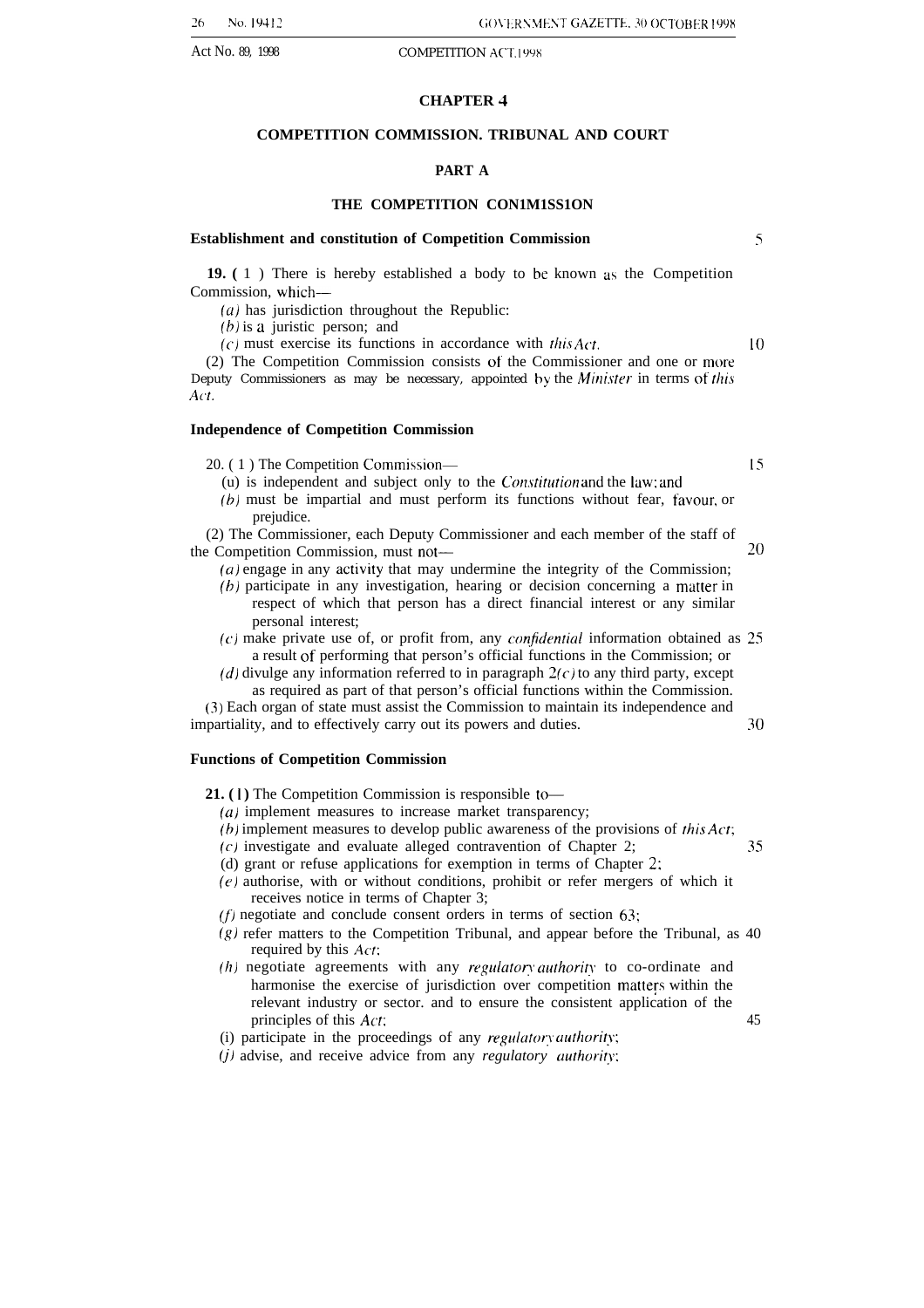## CHAPTER 4

## COMPETITION COMMISSION. TRIBUNAL AND COURT

### PART A

### THE COMPETITION CON1M1SS1ON

**Establishment and constitution of Competition Commission**

**19.** (1) There is hereby established a body to be known as the Competition Commission, which—

*(a)* has jurisdiction throughout the Republic:

*(b)* is a juristic person; and

*(c)* must exercise its functions in accordance with *this Act.*

(2) The Competition Commission consists of the Commissioner and one or more Deputy Commissioners as may be necessary, appointed by the *Minister* in terms of *this Act.*

**Independence of Competition Commission**

20. (1) The Competition Commission—

(u) is independent and subject only to the *Constitution* and the law; and

*(b)* must be impartial and must perform its functions without fear, favour, or prejudice.

(2) The Commissioner, each Deputy Commissioner and each member of the staff of the Competition Commission, must not—

*(a)* engage in any activity that may undermine the integrity of the Commission;

*(b)* participate in any investigation, hearing or decision concerning a matter in respect of which that person has a direct financial interest or any similar personal interest;

*(c)* make private use of, or profit from, any *confidential* information obtained as a result of performing that person's official functions in the Commission; or

*(d)* divulge any information referred to in paragraph 2*(c)* to any third party, except as required as part of that person's official functions within the Commission.

(3) Each organ of state must assist the Commission to maintain its independence and impartiality, and to effectively carry out its powers and duties.

**Functions of Competition Commission**

**21.** (1) The Competition Commission is responsible to—

*(a)* implement measures to increase market transparency;

*(b)* implement measures to develop public awareness of the provisions of *this Act*;

*(c)* investigate and evaluate alleged contravention of Chapter 2;

(d) grant or refuse applications for exemption in terms of Chapter 2;

*(e)* authorise, with or without conditions, prohibit or refer mergers of which it receives notice in terms of Chapter 3;

*(f)* negotiate and conclude consent orders in terms of section 63;

*(g)* refer matters to the Competition Tribunal, and appear before the Tribunal, as required by this *Act*;

*(h)* negotiate agreements with any *regulatory authority* to co-ordinate and harmonise the exercise of jurisdiction over competition matters within the relevant industry or sector. and to ensure the consistent application of the principles of this *Act*;

(i) participate in the proceedings of any *regulatory authority*;

*(j)* advise, and receive advice from any *regulatory authority*;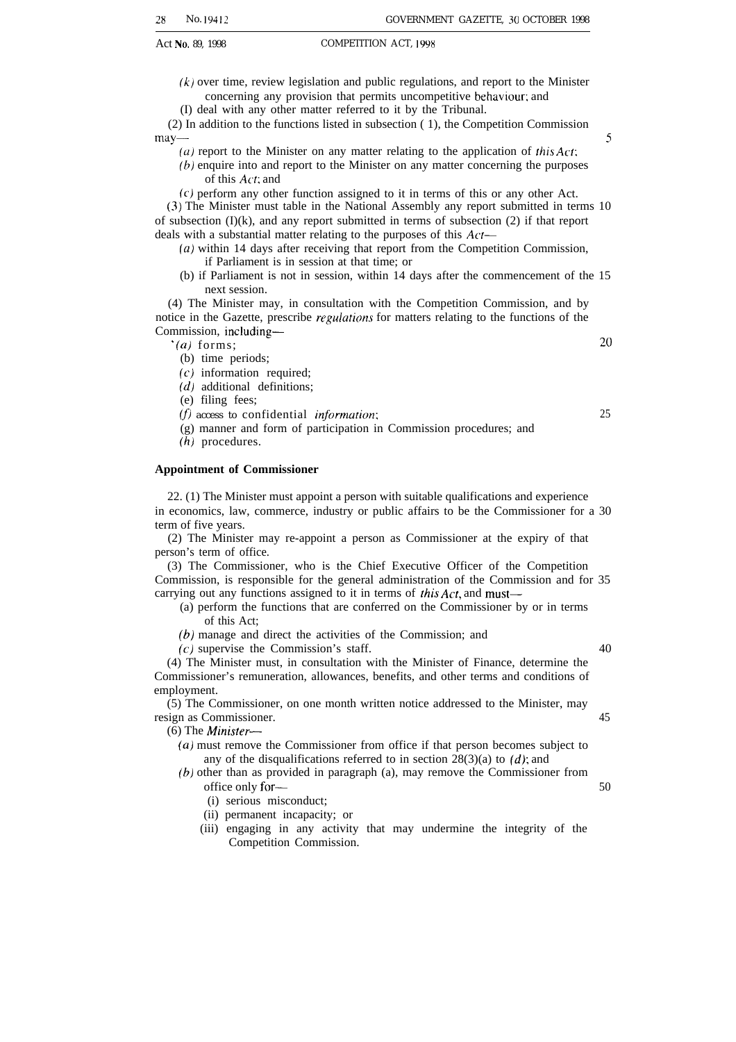(*k*) over time, review legislation and public regulations, and report to the Minister concerning any provision that permits uncompetitive behaviour; and

(l) deal with any other matter referred to it by the Tribunal.

(2) In addition to the functions listed in subsection (1), the Competition Commission may—

(*a*) report to the Minister on any matter relating to the application of *this Act*;

(*b*) enquire into and report to the Minister on any matter concerning the purposes of this *Act*; and

(*c*) perform any other function assigned to it in terms of this or any other Act.

(3) The Minister must table in the National Assembly any report submitted in terms of subsection (1)(k), and any report submitted in terms of subsection (2) if that report deals with a substantial matter relating to the purposes of this *Act*—

(*a*) within 14 days after receiving that report from the Competition Commission, if Parliament is in session at that time; or

(b) if Parliament is not in session, within 14 days after the commencement of the next session.

(4) The Minister may, in consultation with the Competition Commission, and by notice in the Gazette, prescribe *regulations* for matters relating to the functions of the Commission, including—

(*a*) forms;

(b) time periods;

(*c*) information required;

(*d*) additional definitions;

(e) filing fees;

(*f*) access to confidential *information*;

(g) manner and form of participation in Commission procedures; and

(*h*) procedures.

**Appointment of Commissioner**

22. (1) The Minister must appoint a person with suitable qualifications and experience in economics, law, commerce, industry or public affairs to be the Commissioner for a term of five years.

(2) The Minister may re-appoint a person as Commissioner at the expiry of that person's term of office.

(3) The Commissioner, who is the Chief Executive Officer of the Competition Commission, is responsible for the general administration of the Commission and for carrying out any functions assigned to it in terms of *this Act*, and must—

(a) perform the functions that are conferred on the Commissioner by or in terms of this Act;

(*b*) manage and direct the activities of the Commission; and

(*c*) supervise the Commission's staff.

(4) The Minister must, in consultation with the Minister of Finance, determine the Commissioner's remuneration, allowances, benefits, and other terms and conditions of employment.

(5) The Commissioner, on one month written notice addressed to the Minister, may resign as Commissioner.

(6) The *Minister*—

(*a*) must remove the Commissioner from office if that person becomes subject to any of the disqualifications referred to in section 28(3)(a) to (*d*); and

(*b*) other than as provided in paragraph (a), may remove the Commissioner from office only for—

(i) serious misconduct;

(ii) permanent incapacity; or

(iii) engaging in any activity that may undermine the integrity of the Competition Commission.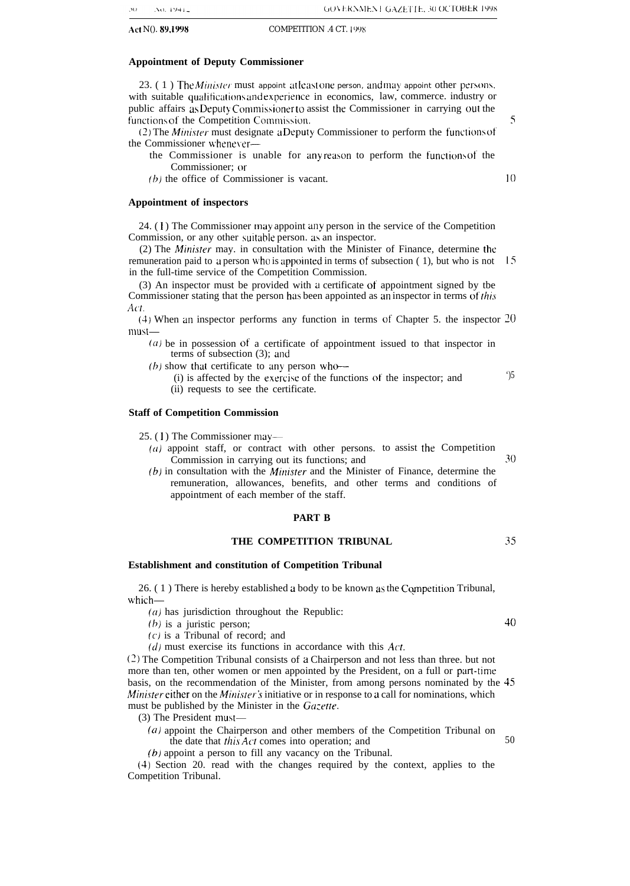**Appointment of Deputy Commissioner**

23. (1) The *Minister* must appoint at least one person, and may appoint other persons, with suitable qualifications and experience in economics, law, commerce, industry or public affairs as Deputy Commissioner to assist the Commissioner in carrying out the functions of the Competition Commission.

(2) The *Minister* must designate a Deputy Commissioner to perform the functions of the Commissioner whenever—

the Commissioner is unable for any reason to perform the functions of the Commissioner; or

*(b)* the office of Commissioner is vacant.

**Appointment of inspectors**

24. (1) The Commissioner may appoint any person in the service of the Competition Commission, or any other suitable person, as an inspector.

(2) The *Minister* may, in consultation with the Minister of Finance, determine the remuneration paid to a person who is appointed in terms of subsection (1), but who is not in the full-time service of the Competition Commission.

(3) An inspector must be provided with a certificate of appointment signed by the Commissioner stating that the person has been appointed as an inspector in terms of *this Act*.

(4) When an inspector performs any function in terms of Chapter 5, the inspector must—

*(a)* be in possession of a certificate of appointment issued to that inspector in terms of subsection (3); and

*(b)* show that certificate to any person who—

(i) is affected by the exercise of the functions of the inspector; and

(ii) requests to see the certificate.

**Staff of Competition Commission**

25. (1) The Commissioner may—

*(a)* appoint staff, or contract with other persons, to assist the Competition Commission in carrying out its functions; and

*(b)* in consultation with the *Minister* and the Minister of Finance, determine the remuneration, allowances, benefits, and other terms and conditions of appointment of each member of the staff.

## PART B

## THE COMPETITION TRIBUNAL

**Establishment and constitution of Competition Tribunal**

26. (1) There is hereby established a body to be known as the Competition Tribunal, which—

*(a)* has jurisdiction throughout the Republic;

*(b)* is a juristic person;

*(c)* is a Tribunal of record; and

*(d)* must exercise its functions in accordance with this *Act*.

(2) The Competition Tribunal consists of a Chairperson and not less than three, but not more than ten, other women or men appointed by the President, on a full or part-time basis, on the recommendation of the Minister, from among persons nominated by the *Minister* either on the *Minister's* initiative or in response to a call for nominations, which must be published by the Minister in the *Gazette*.

(3) The President must—

*(a)* appoint the Chairperson and other members of the Competition Tribunal on the date that *this Act* comes into operation; and

*(b)* appoint a person to fill any vacancy on the Tribunal.

(4) Section 20, read with the changes required by the context, applies to the Competition Tribunal.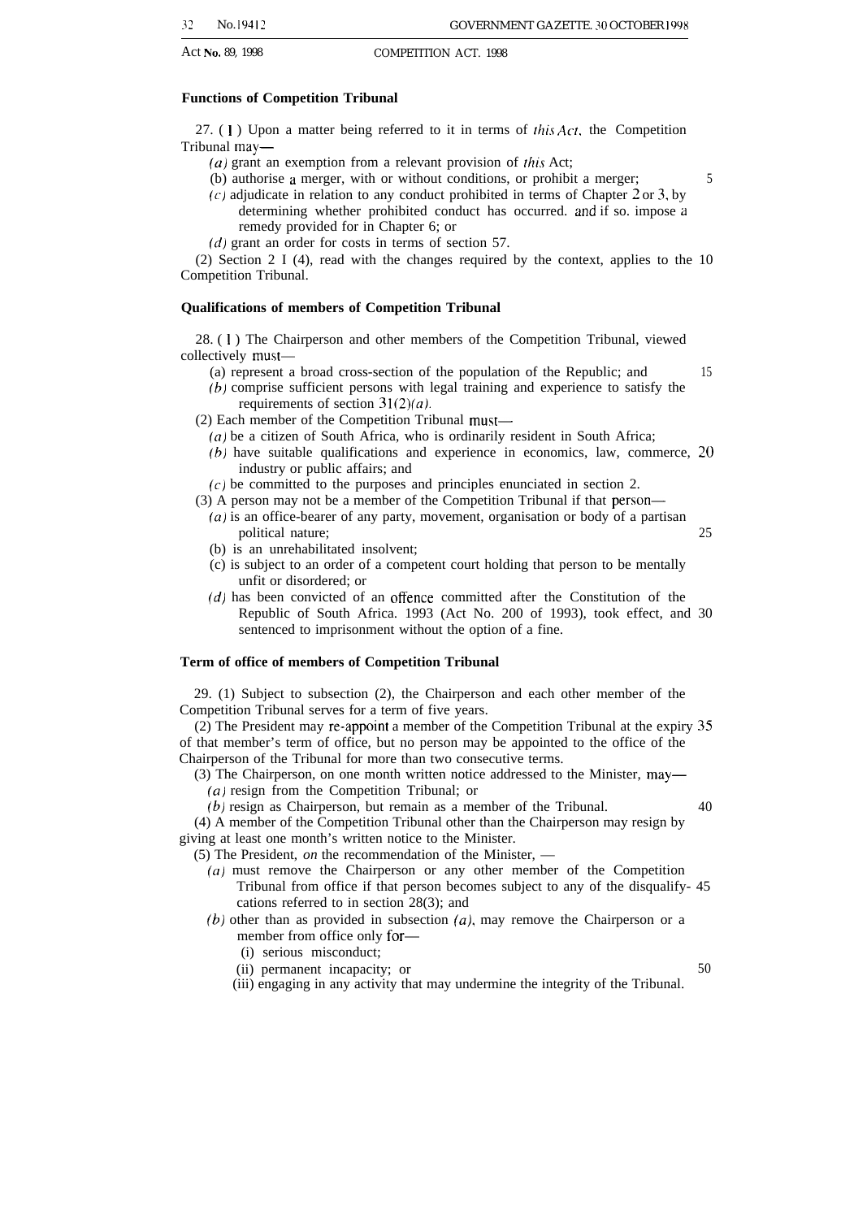**Functions of Competition Tribunal**

27. (1) Upon a matter being referred to it in terms of *this Act*, the Competition Tribunal may—

*(a)* grant an exemption from a relevant provision of *this* Act;

(b) authorise a merger, with or without conditions, or prohibit a merger;

*(c)* adjudicate in relation to any conduct prohibited in terms of Chapter 2 or 3, by determining whether prohibited conduct has occurred, and if so, impose a remedy provided for in Chapter 6; or

*(d)* grant an order for costs in terms of section 57.

(2) Section 21(4), read with the changes required by the context, applies to the Competition Tribunal.

**Qualifications of members of Competition Tribunal**

28. (1) The Chairperson and other members of the Competition Tribunal, viewed collectively must—

(a) represent a broad cross-section of the population of the Republic; and

*(b)* comprise sufficient persons with legal training and experience to satisfy the requirements of section 31(2)*(a)*.

(2) Each member of the Competition Tribunal must—

*(a)* be a citizen of South Africa, who is ordinarily resident in South Africa;

*(b)* have suitable qualifications and experience in economics, law, commerce, industry or public affairs; and

*(c)* be committed to the purposes and principles enunciated in section 2.

(3) A person may not be a member of the Competition Tribunal if that person—

*(a)* is an office-bearer of any party, movement, organisation or body of a partisan political nature;

(b) is an unrehabilitated insolvent;

(c) is subject to an order of a competent court holding that person to be mentally unfit or disordered; or

*(d)* has been convicted of an offence committed after the Constitution of the Republic of South Africa, 1993 (Act No. 200 of 1993), took effect, and sentenced to imprisonment without the option of a fine.

**Term of office of members of Competition Tribunal**

29. (1) Subject to subsection (2), the Chairperson and each other member of the Competition Tribunal serves for a term of five years.

(2) The President may re-appoint a member of the Competition Tribunal at the expiry of that member's term of office, but no person may be appointed to the office of the Chairperson of the Tribunal for more than two consecutive terms.

(3) The Chairperson, on one month written notice addressed to the Minister, may—

*(a)* resign from the Competition Tribunal; or

*(b)* resign as Chairperson, but remain as a member of the Tribunal.

(4) A member of the Competition Tribunal other than the Chairperson may resign by giving at least one month's written notice to the Minister.

(5) The President, *on* the recommendation of the Minister, —

*(a)* must remove the Chairperson or any other member of the Competition Tribunal from office if that person becomes subject to any of the disqualifications referred to in section 28(3); and

*(b)* other than as provided in subsection *(a)*, may remove the Chairperson or a member from office only for—

(i) serious misconduct;

(ii) permanent incapacity; or

(iii) engaging in any activity that may undermine the integrity of the Tribunal.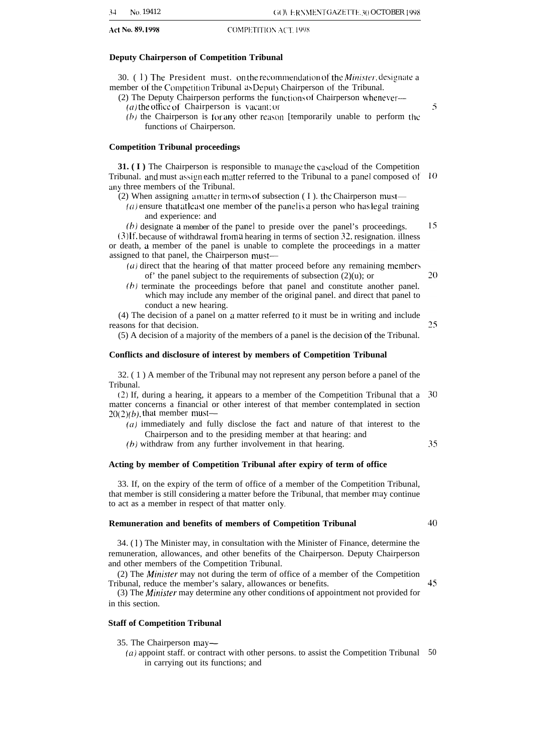**Deputy Chairperson of Competition Tribunal**

30. (1) The President must. on the recommendation of the *Minister*, designate a member of the Competition Tribunal as Deputy Chairperson of the Tribunal.

(2) The Deputy Chairperson performs the functions of Chairperson whenever—

*(a)* the office of Chairperson is vacant; or

*(b)* the Chairperson is for any other reason [temporarily unable to perform the functions of Chairperson.

**Competition Tribunal proceedings**

**31. (1)** The Chairperson is responsible to manage the caseload of the Competition Tribunal. and must assign each matter referred to the Tribunal to a panel composed of any three members of the Tribunal.

(2) When assigning a matter in terms of subsection (1). the Chairperson must—

*(a)* ensure that at least one member of the panel is a person who has legal training and experience: and

*(b)* designate a member of the panel to preside over the panel's proceedings.

(3) If, because of withdrawal from a hearing in terms of section 32. resignation. illness or death, a member of the panel is unable to complete the proceedings in a matter assigned to that panel, the Chairperson must—

*(a)* direct that the hearing of that matter proceed before any remaining members of' the panel subject to the requirements of subsection (2)(u); or

*(b)* terminate the proceedings before that panel and constitute another panel. which may include any member of the original panel. and direct that panel to conduct a new hearing.

(4) The decision of a panel on a matter referred to it must be in writing and include reasons for that decision.

(5) A decision of a majority of the members of a panel is the decision of the Tribunal.

**Conflicts and disclosure of interest by members of Competition Tribunal**

32. (1) A member of the Tribunal may not represent any person before a panel of the Tribunal.

(2) If, during a hearing, it appears to a member of the Competition Tribunal that a matter concerns a financial or other interest of that member contemplated in section 20(2)*(b)*, that member must—

*(a)* immediately and fully disclose the fact and nature of that interest to the Chairperson and to the presiding member at that hearing: and

*(b)* withdraw from any further involvement in that hearing.

**Acting by member of Competition Tribunal after expiry of term of office**

33. If, on the expiry of the term of office of a member of the Competition Tribunal, that member is still considering a matter before the Tribunal, that member may continue to act as a member in respect of that matter only.

**Remuneration and benefits of members of Competition Tribunal**

34. (1) The Minister may, in consultation with the Minister of Finance, determine the remuneration, allowances, and other benefits of the Chairperson. Deputy Chairperson and other members of the Competition Tribunal.

(2) The *Minister* may not during the term of office of a member of the Competition Tribunal, reduce the member's salary, allowances or benefits.

(3) The *Minister* may determine any other conditions of appointment not provided for in this section.

**Staff of Competition Tribunal**

35. The Chairperson may—

*(a)* appoint staff. or contract with other persons. to assist the Competition Tribunal in carrying out its functions; and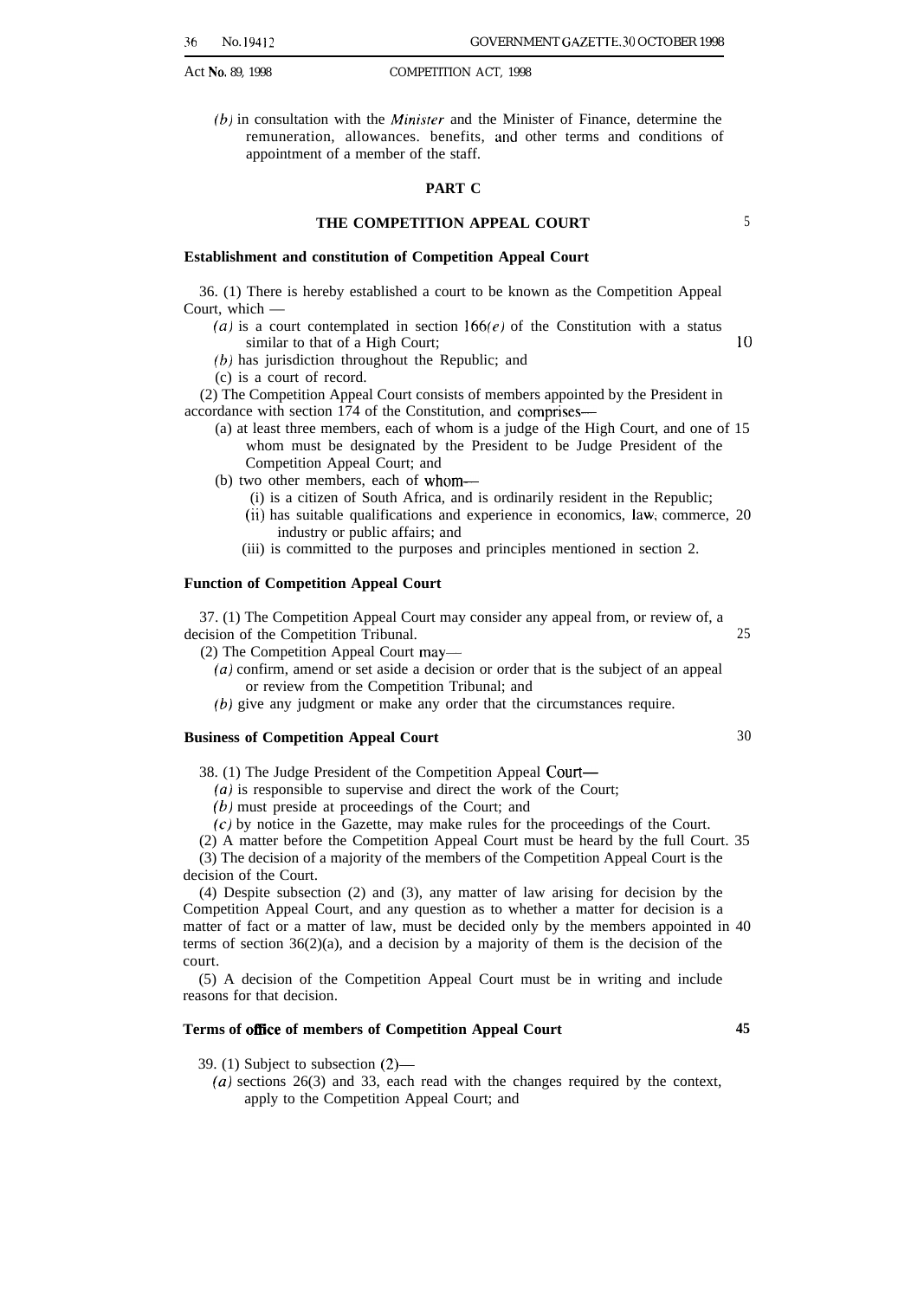*(b)* in consultation with the *Minister* and the Minister of Finance, determine the remuneration, allowances. benefits, and other terms and conditions of appointment of a member of the staff.

## PART C

## THE COMPETITION APPEAL COURT

**Establishment and constitution of Competition Appeal Court**

36. (1) There is hereby established a court to be known as the Competition Appeal Court, which —

*(a)* is a court contemplated in section 166*(e)* of the Constitution with a status similar to that of a High Court;

*(b)* has jurisdiction throughout the Republic; and

(c) is a court of record.

(2) The Competition Appeal Court consists of members appointed by the President in accordance with section 174 of the Constitution, and comprises—

(a) at least three members, each of whom is a judge of the High Court, and one of whom must be designated by the President to be Judge President of the Competition Appeal Court; and

(b) two other members, each of whom—

(i) is a citizen of South Africa, and is ordinarily resident in the Republic;

(ii) has suitable qualifications and experience in economics, law, commerce, industry or public affairs; and

(iii) is committed to the purposes and principles mentioned in section 2.

**Function of Competition Appeal Court**

37. (1) The Competition Appeal Court may consider any appeal from, or review of, a decision of the Competition Tribunal.

(2) The Competition Appeal Court may—

*(a)* confirm, amend or set aside a decision or order that is the subject of an appeal or review from the Competition Tribunal; and

*(b)* give any judgment or make any order that the circumstances require.

**Business of Competition Appeal Court**

38. (1) The Judge President of the Competition Appeal Court—

*(a)* is responsible to supervise and direct the work of the Court;

*(b)* must preside at proceedings of the Court; and

*(c)* by notice in the Gazette, may make rules for the proceedings of the Court.

(2) A matter before the Competition Appeal Court must be heard by the full Court.

(3) The decision of a majority of the members of the Competition Appeal Court is the decision of the Court.

(4) Despite subsection (2) and (3), any matter of law arising for decision by the Competition Appeal Court, and any question as to whether a matter for decision is a matter of fact or a matter of law, must be decided only by the members appointed in terms of section 36(2)(a), and a decision by a majority of them is the decision of the court.

(5) A decision of the Competition Appeal Court must be in writing and include reasons for that decision.

**Terms of office of members of Competition Appeal Court**

39. (1) Subject to subsection (2)—

*(a)* sections 26(3) and 33, each read with the changes required by the context, apply to the Competition Appeal Court; and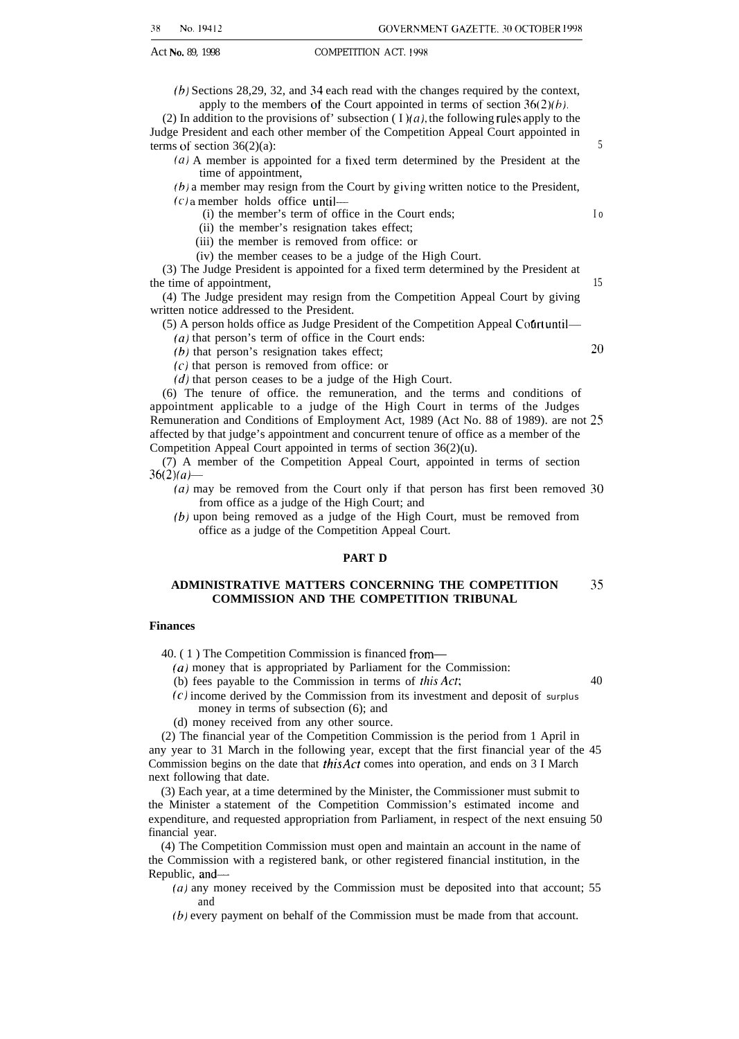(b) Sections 28,29, 32, and 34 each read with the changes required by the context, apply to the members of the Court appointed in terms of section 36(2)(b).

(2) In addition to the provisions of' subsection (1)(a), the following rules apply to the Judge President and each other member of the Competition Appeal Court appointed in terms of section 36(2)(a):

(a) A member is appointed for a fixed term determined by the President at the time of appointment,

(b) a member may resign from the Court by giving written notice to the President,

(c) a member holds office until—

(i) the member's term of office in the Court ends;

(ii) the member's resignation takes effect;

(iii) the member is removed from office: or

(iv) the member ceases to be a judge of the High Court.

(3) The Judge President is appointed for a fixed term determined by the President at the time of appointment,

(4) The Judge president may resign from the Competition Appeal Court by giving written notice addressed to the President.

(5) A person holds office as Judge President of the Competition Appeal Court until—

(a) that person's term of office in the Court ends:

(b) that person's resignation takes effect;

(c) that person is removed from office: or

(d) that person ceases to be a judge of the High Court.

(6) The tenure of office. the remuneration, and the terms and conditions of appointment applicable to a judge of the High Court in terms of the Judges Remuneration and Conditions of Employment Act, 1989 (Act No. 88 of 1989). are not affected by that judge's appointment and concurrent tenure of office as a member of the Competition Appeal Court appointed in terms of section 36(2)(u).

(7) A member of the Competition Appeal Court, appointed in terms of section 36(2)(a)—

(a) may be removed from the Court only if that person has first been removed from office as a judge of the High Court; and

(b) upon being removed as a judge of the High Court, must be removed from office as a judge of the Competition Appeal Court.

## PART D

## ADMINISTRATIVE MATTERS CONCERNING THE COMPETITION COMMISSION AND THE COMPETITION TRIBUNAL

**Finances**

40. (1) The Competition Commission is financed from—

(a) money that is appropriated by Parliament for the Commission:

(b) fees payable to the Commission in terms of *this Act*;

(c) income derived by the Commission from its investment and deposit of surplus money in terms of subsection (6); and

(d) money received from any other source.

(2) The financial year of the Competition Commission is the period from 1 April in any year to 31 March in the following year, except that the first financial year of the Commission begins on the date that *this Act* comes into operation, and ends on 31 March next following that date.

(3) Each year, at a time determined by the Minister, the Commissioner must submit to the Minister a statement of the Competition Commission's estimated income and expenditure, and requested appropriation from Parliament, in respect of the next ensuing financial year.

(4) The Competition Commission must open and maintain an account in the name of the Commission with a registered bank, or other registered financial institution, in the Republic, and—

(a) any money received by the Commission must be deposited into that account; and

(b) every payment on behalf of the Commission must be made from that account.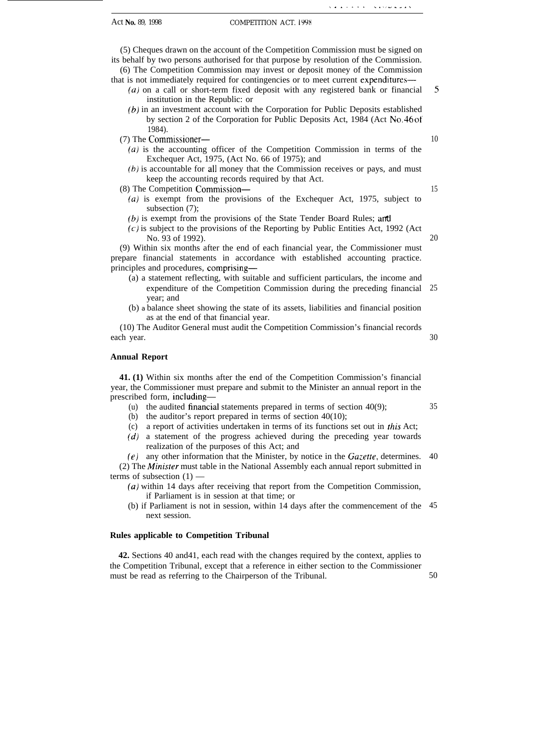(5) Cheques drawn on the account of the Competition Commission must be signed on its behalf by two persons authorised for that purpose by resolution of the Commission.

(6) The Competition Commission may invest or deposit money of the Commission that is not immediately required for contingencies or to meet current expenditures—

*(a)* on a call or short-term fixed deposit with any registered bank or financial institution in the Republic: or

*(b)* in an investment account with the Corporation for Public Deposits established by section 2 of the Corporation for Public Deposits Act, 1984 (Act No. 46 of 1984).

(7) The Commissioner—

*(a)* is the accounting officer of the Competition Commission in terms of the Exchequer Act, 1975, (Act No. 66 of 1975); and

*(b)* is accountable for all money that the Commission receives or pays, and must keep the accounting records required by that Act.

(8) The Competition Commission—

*(a)* is exempt from the provisions of the Exchequer Act, 1975, subject to subsection (7);

*(b)* is exempt from the provisions of the State Tender Board Rules; and

*(c)* is subject to the provisions of the Reporting by Public Entities Act, 1992 (Act No. 93 of 1992).

(9) Within six months after the end of each financial year, the Commissioner must prepare financial statements in accordance with established accounting practice. principles and procedures, comprising—

(a) a statement reflecting, with suitable and sufficient particulars, the income and expenditure of the Competition Commission during the preceding financial year; and

(b) a balance sheet showing the state of its assets, liabilities and financial position as at the end of that financial year.

(10) The Auditor General must audit the Competition Commission's financial records each year.

**Annual Report**

**41. (1)** Within six months after the end of the Competition Commission's financial year, the Commissioner must prepare and submit to the Minister an annual report in the prescribed form, including—

(a) the audited financial statements prepared in terms of section 40(9);

(b) the auditor's report prepared in terms of section 40(10);

(c) a report of activities undertaken in terms of its functions set out in *this* Act;

*(d)* a statement of the progress achieved during the preceding year towards realization of the purposes of this Act; and

*(e)* any other information that the Minister, by notice in the *Gazette*, determines.

(2) The *Minister* must table in the National Assembly each annual report submitted in terms of subsection (1) —

*(a)* within 14 days after receiving that report from the Competition Commission, if Parliament is in session at that time; or

(b) if Parliament is not in session, within 14 days after the commencement of the next session.

**Rules applicable to Competition Tribunal**

**42.** Sections 40 and41, each read with the changes required by the context, applies to the Competition Tribunal, except that a reference in either section to the Commissioner must be read as referring to the Chairperson of the Tribunal.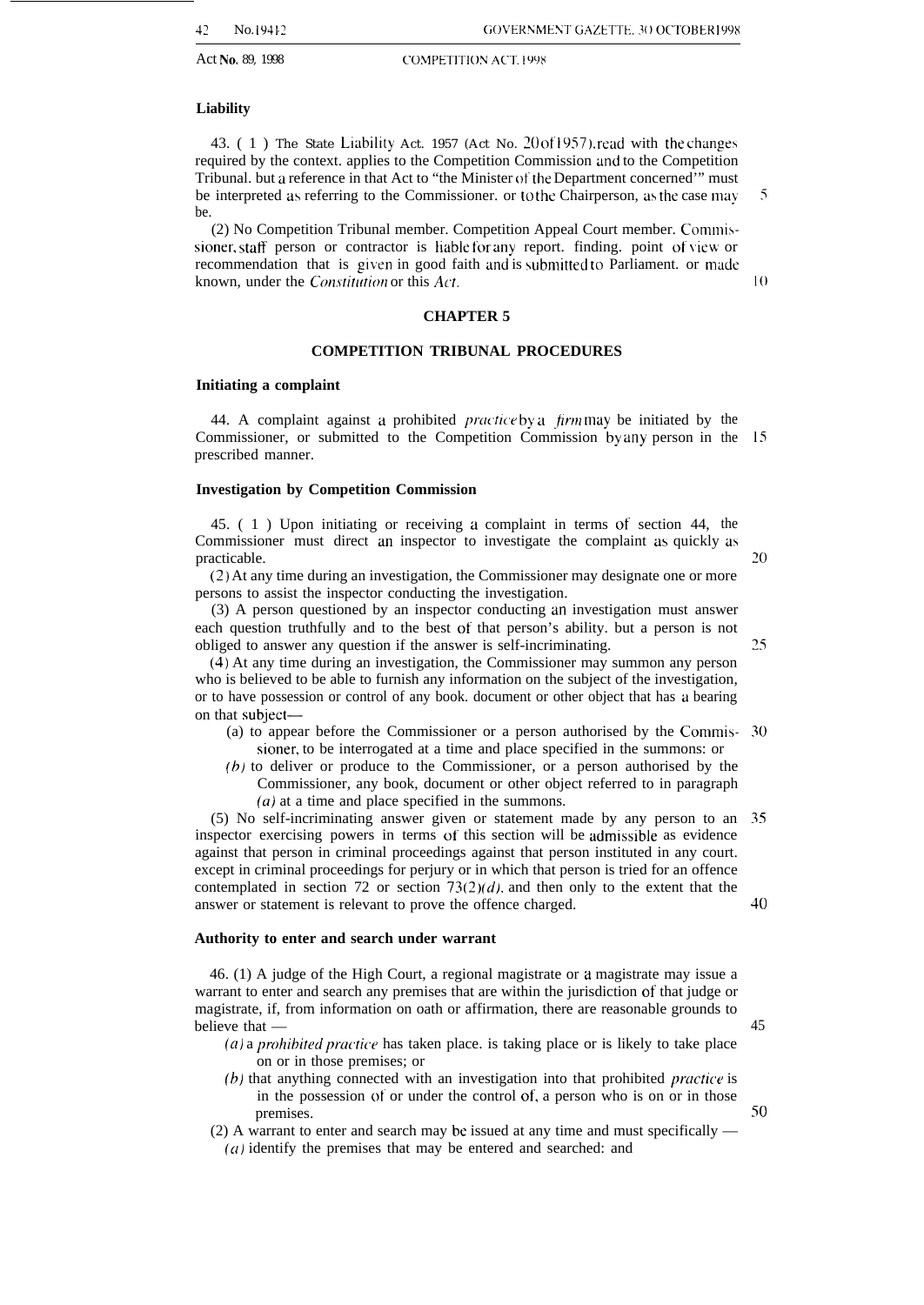**Liability**

43. (1) The State Liability Act. 1957 (Act No. 20 of 1957), read with the changes required by the context. applies to the Competition Commission and to the Competition Tribunal. but a reference in that Act to "the Minister of the Department concerned" must be interpreted as referring to the Commissioner. or to the Chairperson, as the case may be.

(2) No Competition Tribunal member. Competition Appeal Court member. Commissioner, staff person or contractor is liable for any report. finding. point of view or recommendation that is given in good faith and is submitted to Parliament. or made known, under the *Constitution* or this *Act*.

## CHAPTER 5

## COMPETITION TRIBUNAL PROCEDURES

**Initiating a complaint**

44. A complaint against a prohibited *practice* by a *firm* may be initiated by the Commissioner, or submitted to the Competition Commission by any person in the prescribed manner.

**Investigation by Competition Commission**

45. (1) Upon initiating or receiving a complaint in terms of section 44, the Commissioner must direct an inspector to investigate the complaint as quickly as practicable.

(2) At any time during an investigation, the Commissioner may designate one or more persons to assist the inspector conducting the investigation.

(3) A person questioned by an inspector conducting an investigation must answer each question truthfully and to the best of that person's ability. but a person is not obliged to answer any question if the answer is self-incriminating.

(4) At any time during an investigation, the Commissioner may summon any person who is believed to be able to furnish any information on the subject of the investigation, or to have possession or control of any book. document or other object that has a bearing on that subject—

(a) to appear before the Commissioner or a person authorised by the Commissioner, to be interrogated at a time and place specified in the summons: or

*(b)* to deliver or produce to the Commissioner, or a person authorised by the Commissioner, any book, document or other object referred to in paragraph *(a)* at a time and place specified in the summons.

(5) No self-incriminating answer given or statement made by any person to an inspector exercising powers in terms of this section will be admissible as evidence against that person in criminal proceedings against that person instituted in any court. except in criminal proceedings for perjury or in which that person is tried for an offence contemplated in section 72 or section 73(2)*(d)*, and then only to the extent that the answer or statement is relevant to prove the offence charged.

**Authority to enter and search under warrant**

46. (1) A judge of the High Court, a regional magistrate or a magistrate may issue a warrant to enter and search any premises that are within the jurisdiction of that judge or magistrate, if, from information on oath or affirmation, there are reasonable grounds to believe that —

*(a)* a *prohibited practice* has taken place. is taking place or is likely to take place on or in those premises; or

*(b)* that anything connected with an investigation into that prohibited *practice* is in the possession of or under the control of, a person who is on or in those premises.

(2) A warrant to enter and search may be issued at any time and must specifically —

*(a)* identify the premises that may be entered and searched: and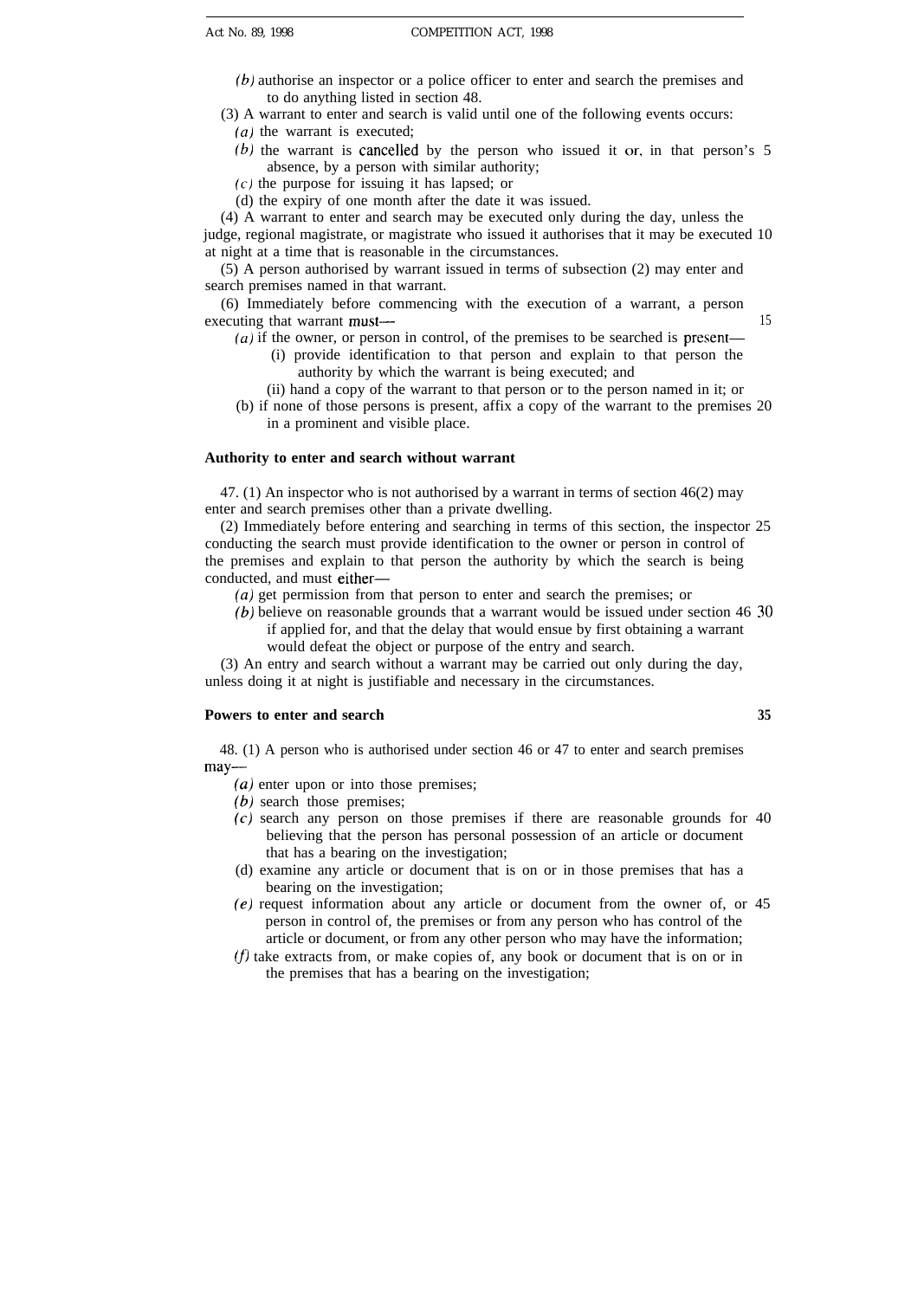(b) authorise an inspector or a police officer to enter and search the premises and to do anything listed in section 48.

(3) A warrant to enter and search is valid until one of the following events occurs:

(a) the warrant is executed;

(b) the warrant is cancelled by the person who issued it or, in that person's absence, by a person with similar authority;

(c) the purpose for issuing it has lapsed; or

(d) the expiry of one month after the date it was issued.

(4) A warrant to enter and search may be executed only during the day, unless the judge, regional magistrate, or magistrate who issued it authorises that it may be executed at night at a time that is reasonable in the circumstances.

(5) A person authorised by warrant issued in terms of subsection (2) may enter and search premises named in that warrant.

(6) Immediately before commencing with the execution of a warrant, a person executing that warrant must—

(a) if the owner, or person in control, of the premises to be searched is present—

(i) provide identification to that person and explain to that person the authority by which the warrant is being executed; and

(ii) hand a copy of the warrant to that person or to the person named in it; or

(b) if none of those persons is present, affix a copy of the warrant to the premises in a prominent and visible place.

**Authority to enter and search without warrant**

47. (1) An inspector who is not authorised by a warrant in terms of section 46(2) may enter and search premises other than a private dwelling.

(2) Immediately before entering and searching in terms of this section, the inspector conducting the search must provide identification to the owner or person in control of the premises and explain to that person the authority by which the search is being conducted, and must either—

(a) get permission from that person to enter and search the premises; or

(b) believe on reasonable grounds that a warrant would be issued under section 46 if applied for, and that the delay that would ensue by first obtaining a warrant would defeat the object or purpose of the entry and search.

(3) An entry and search without a warrant may be carried out only during the day, unless doing it at night is justifiable and necessary in the circumstances.

**Powers to enter and search**

48. (1) A person who is authorised under section 46 or 47 to enter and search premises may—

(a) enter upon or into those premises;

(b) search those premises;

(c) search any person on those premises if there are reasonable grounds for believing that the person has personal possession of an article or document that has a bearing on the investigation;

(d) examine any article or document that is on or in those premises that has a bearing on the investigation;

(e) request information about any article or document from the owner of, or person in control of, the premises or from any person who has control of the article or document, or from any other person who may have the information;

(f) take extracts from, or make copies of, any book or document that is on or in the premises that has a bearing on the investigation;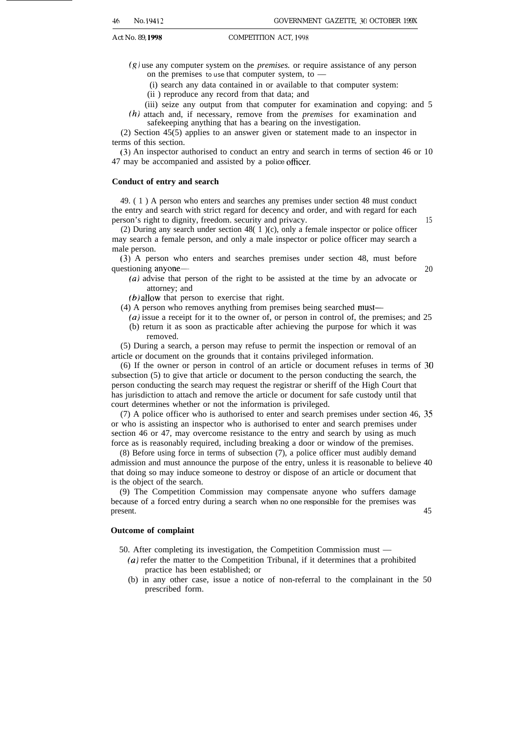(*g*) use any computer system on the *premises*. or require assistance of any person on the premises to use that computer system, to —

(i) search any data contained in or available to that computer system:

(ii) reproduce any record from that data; and

(iii) seize any output from that computer for examination and copying: and

(*h*) attach and, if necessary, remove from the *premises* for examination and safekeeping anything that has a bearing on the investigation.

(2) Section 45(5) applies to an answer given or statement made to an inspector in terms of this section.

(3) An inspector authorised to conduct an entry and search in terms of section 46 or 47 may be accompanied and assisted by a police officer.

**Conduct of entry and search**

49. (1) A person who enters and searches any premises under section 48 must conduct the entry and search with strict regard for decency and order, and with regard for each person's right to dignity, freedom. security and privacy.

(2) During any search under section 48(1)(c), only a female inspector or police officer may search a female person, and only a male inspector or police officer may search a male person.

(3) A person who enters and searches premises under section 48, must before questioning anyone—

(*a*) advise that person of the right to be assisted at the time by an advocate or attorney; and

(*b*) allow that person to exercise that right.

(4) A person who removes anything from premises being searched must—

(*a*) issue a receipt for it to the owner of, or person in control of, the premises; and

(b) return it as soon as practicable after achieving the purpose for which it was removed.

(5) During a search, a person may refuse to permit the inspection or removal of an article or document on the grounds that it contains privileged information.

(6) If the owner or person in control of an article or document refuses in terms of subsection (5) to give that article or document to the person conducting the search, the person conducting the search may request the registrar or sheriff of the High Court that has jurisdiction to attach and remove the article or document for safe custody until that court determines whether or not the information is privileged.

(7) A police officer who is authorised to enter and search premises under section 46, or who is assisting an inspector who is authorised to enter and search premises under section 46 or 47, may overcome resistance to the entry and search by using as much force as is reasonably required, including breaking a door or window of the premises.

(8) Before using force in terms of subsection (7), a police officer must audibly demand admission and must announce the purpose of the entry, unless it is reasonable to believe that doing so may induce someone to destroy or dispose of an article or document that is the object of the search.

(9) The Competition Commission may compensate anyone who suffers damage because of a forced entry during a search when no one responsible for the premises was present.

**Outcome of complaint**

50. After completing its investigation, the Competition Commission must —

(*a*) refer the matter to the Competition Tribunal, if it determines that a prohibited practice has been established; or

(b) in any other case, issue a notice of non-referral to the complainant in the prescribed form.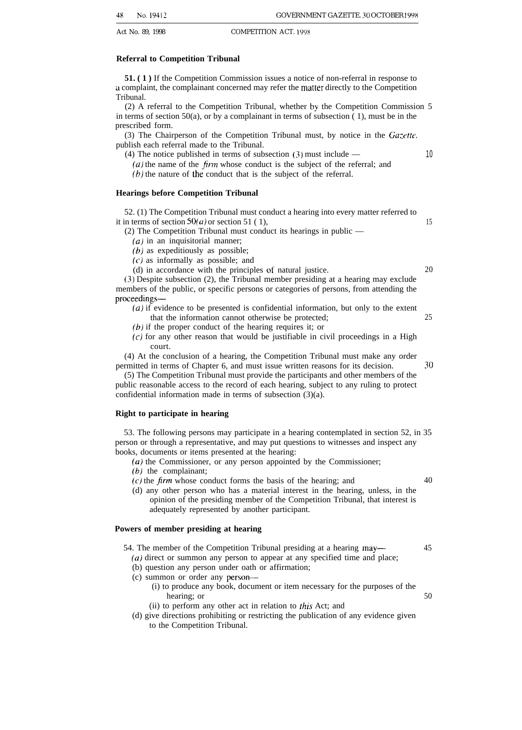**Referral to Competition Tribunal**

**51.** (1) If the Competition Commission issues a notice of non-referral in response to a complaint, the complainant concerned may refer the matter directly to the Competition Tribunal.

(2) A referral to the Competition Tribunal, whether by the Competition Commission in terms of section 50(a), or by a complainant in terms of subsection (1), must be in the prescribed form.

(3) The Chairperson of the Competition Tribunal must, by notice in the *Gazette*, publish each referral made to the Tribunal.

(4) The notice published in terms of subsection (3) must include —

*(a)* the name of the *firm* whose conduct is the subject of the referral; and

*(b)* the nature of the conduct that is the subject of the referral.

**Hearings before Competition Tribunal**

52. (1) The Competition Tribunal must conduct a hearing into every matter referred to it in terms of section 50*(a)* or section 51 (1),

(2) The Competition Tribunal must conduct its hearings in public —

*(a)* in an inquisitorial manner;

*(b)* as expeditiously as possible;

*(c)* as informally as possible; and

(d) in accordance with the principles of natural justice.

(3) Despite subsection (2), the Tribunal member presiding at a hearing may exclude members of the public, or specific persons or categories of persons, from attending the proceedings—

*(a)* if evidence to be presented is confidential information, but only to the extent that the information cannot otherwise be protected;

*(b)* if the proper conduct of the hearing requires it; or

*(c)* for any other reason that would be justifiable in civil proceedings in a High court.

(4) At the conclusion of a hearing, the Competition Tribunal must make any order permitted in terms of Chapter 6, and must issue written reasons for its decision.

(5) The Competition Tribunal must provide the participants and other members of the public reasonable access to the record of each hearing, subject to any ruling to protect confidential information made in terms of subsection (3)(a).

**Right to participate in hearing**

53. The following persons may participate in a hearing contemplated in section 52, in person or through a representative, and may put questions to witnesses and inspect any books, documents or items presented at the hearing:

*(a)* the Commissioner, or any person appointed by the Commissioner;

*(b)* the complainant;

*(c)* the *firm* whose conduct forms the basis of the hearing; and

(d) any other person who has a material interest in the hearing, unless, in the opinion of the presiding member of the Competition Tribunal, that interest is adequately represented by another participant.

**Powers of member presiding at hearing**

54. The member of the Competition Tribunal presiding at a hearing may—

*(a)* direct or summon any person to appear at any specified time and place;

(b) question any person under oath or affirmation;

(c) summon or order any person—

(i) to produce any book, document or item necessary for the purposes of the hearing; or

(ii) to perform any other act in relation to *this* Act; and

(d) give directions prohibiting or restricting the publication of any evidence given to the Competition Tribunal.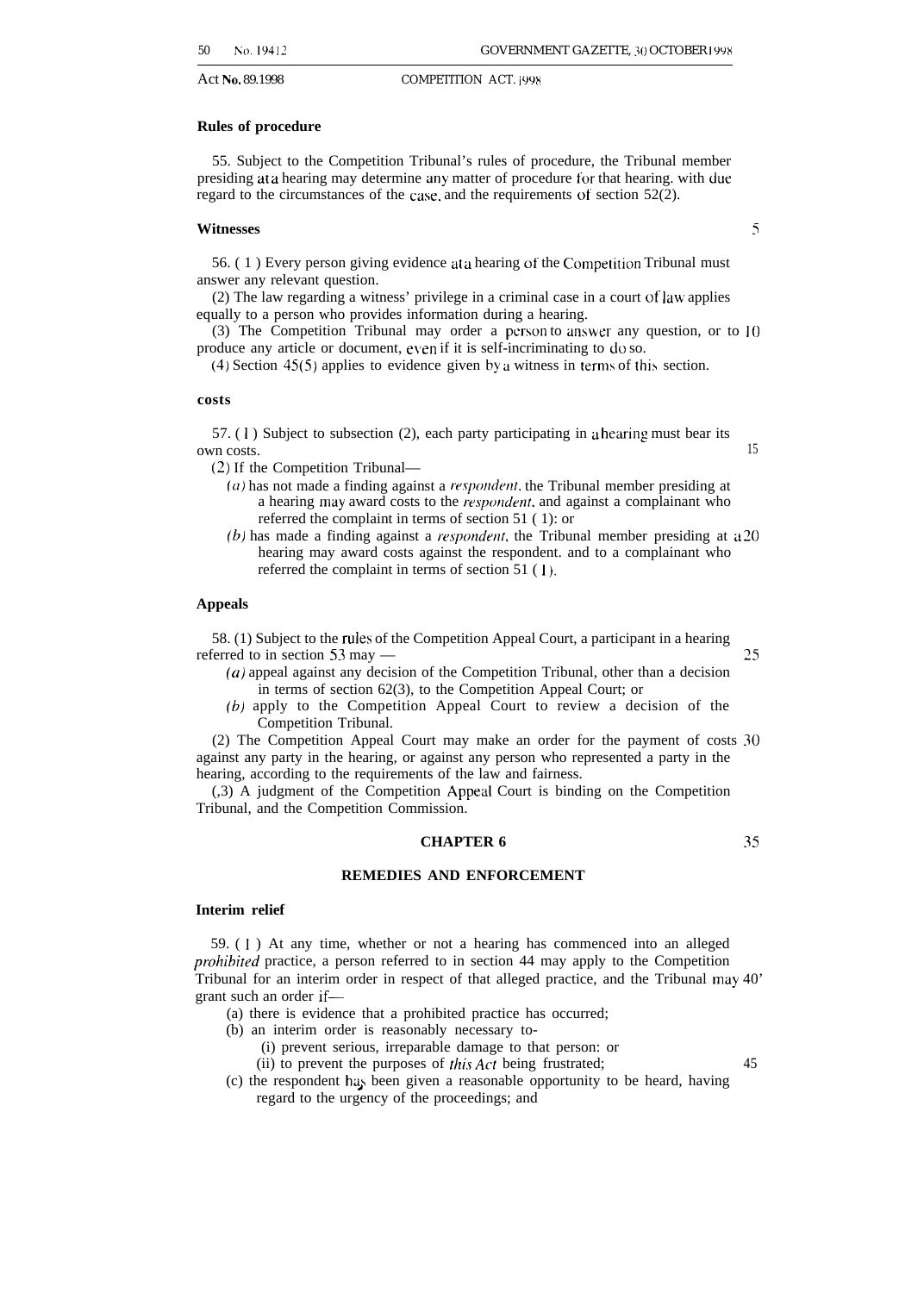**Rules of procedure**

55. Subject to the Competition Tribunal's rules of procedure, the Tribunal member presiding at a hearing may determine any matter of procedure for that hearing. with due regard to the circumstances of the case, and the requirements of section 52(2).

**Witnesses**

56. (1) Every person giving evidence at a hearing of the Competition Tribunal must answer any relevant question.

(2) The law regarding a witness' privilege in a criminal case in a court of law applies equally to a person who provides information during a hearing.

(3) The Competition Tribunal may order a person to answer any question, or to produce any article or document, even if it is self-incriminating to do so.

(4) Section 45(5) applies to evidence given by a witness in terms of this section.

**costs**

57. (1) Subject to subsection (2), each party participating in a hearing must bear its own costs.

(2) If the Competition Tribunal—

*(a)* has not made a finding against a *respondent*. the Tribunal member presiding at a hearing may award costs to the *respondent*. and against a complainant who referred the complaint in terms of section 51 (1): or

*(b)* has made a finding against a *respondent*, the Tribunal member presiding at a hearing may award costs against the respondent. and to a complainant who referred the complaint in terms of section 51 (1).

**Appeals**

58. (1) Subject to the rules of the Competition Appeal Court, a participant in a hearing referred to in section 53 may —

*(a)* appeal against any decision of the Competition Tribunal, other than a decision in terms of section 62(3), to the Competition Appeal Court; or

*(b)* apply to the Competition Appeal Court to review a decision of the Competition Tribunal.

(2) The Competition Appeal Court may make an order for the payment of costs against any party in the hearing, or against any person who represented a party in the hearing, according to the requirements of the law and fairness.

(3) A judgment of the Competition Appeal Court is binding on the Competition Tribunal, and the Competition Commission.

## CHAPTER 6

## REMEDIES AND ENFORCEMENT

**Interim relief**

59. (1) At any time, whether or not a hearing has commenced into an alleged *prohibited* practice, a person referred to in section 44 may apply to the Competition Tribunal for an interim order in respect of that alleged practice, and the Tribunal may grant such an order if—

(a) there is evidence that a prohibited practice has occurred;

(b) an interim order is reasonably necessary to-

(i) prevent serious, irreparable damage to that person: or

(ii) to prevent the purposes of *this Act* being frustrated;

(c) the respondent has been given a reasonable opportunity to be heard, having regard to the urgency of the proceedings; and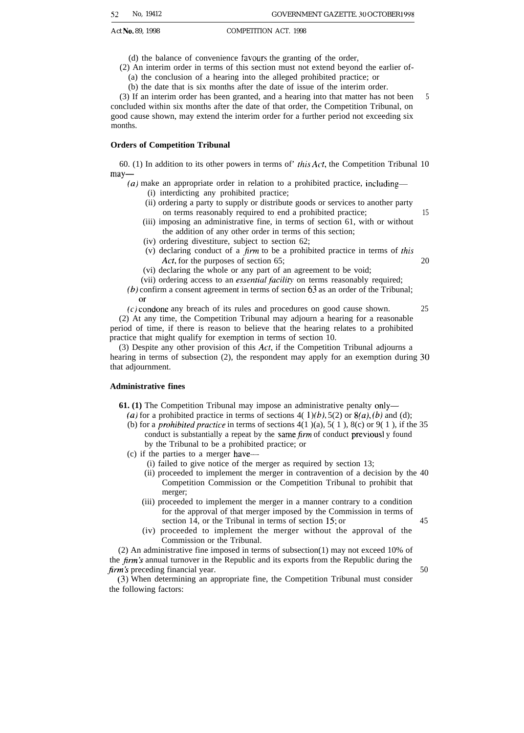(d) the balance of convenience favours the granting of the order,

(2) An interim order in terms of this section must not extend beyond the earlier of-

(a) the conclusion of a hearing into the alleged prohibited practice; or

(b) the date that is six months after the date of issue of the interim order.

(3) If an interim order has been granted, and a hearing into that matter has not been concluded within six months after the date of that order, the Competition Tribunal, on good cause shown, may extend the interim order for a further period not exceeding six months.

**Orders of Competition Tribunal**

60. (1) In addition to its other powers in terms of' *this Act*, the Competition Tribunal may—

*(a)* make an appropriate order in relation to a prohibited practice, including—

(i) interdicting any prohibited practice;

(ii) ordering a party to supply or distribute goods or services to another party on terms reasonably required to end a prohibited practice;

(iii) imposing an administrative fine, in terms of section 61, with or without the addition of any other order in terms of this section;

(iv) ordering divestiture, subject to section 62;

(v) declaring conduct of a *firm* to be a prohibited practice in terms of *this Act*, for the purposes of section 65;

(vi) declaring the whole or any part of an agreement to be void;

(vii) ordering access to an *essential facility* on terms reasonably required;

*(b)* confirm a consent agreement in terms of section 63 as an order of the Tribunal; or

*(c)* condone any breach of its rules and procedures on good cause shown.

(2) At any time, the Competition Tribunal may adjourn a hearing for a reasonable period of time, if there is reason to believe that the hearing relates to a prohibited practice that might qualify for exemption in terms of section 10.

(3) Despite any other provision of this *Act*, if the Competition Tribunal adjourns a hearing in terms of subsection (2), the respondent may apply for an exemption during that adjournment.

**Administrative fines**

**61. (1)** The Competition Tribunal may impose an administrative penalty only—

*(a)* for a prohibited practice in terms of sections 4(1)*(b)*, 5(2) or 8*(a)*, *(b)* and (d);

(b) for a *prohibited practice* in terms of sections 4(1)(a), 5(1), 8(c) or 9(1), if the conduct is substantially a repeat by the same *firm* of conduct previously found by the Tribunal to be a prohibited practice; or

(c) if the parties to a merger have—

(i) failed to give notice of the merger as required by section 13;

(ii) proceeded to implement the merger in contravention of a decision by the Competition Commission or the Competition Tribunal to prohibit that merger;

(iii) proceeded to implement the merger in a manner contrary to a condition for the approval of that merger imposed by the Commission in terms of section 14, or the Tribunal in terms of section 15; or

(iv) proceeded to implement the merger without the approval of the Commission or the Tribunal.

(2) An administrative fine imposed in terms of subsection(1) may not exceed 10% of the *firm's* annual turnover in the Republic and its exports from the Republic during the *firm's* preceding financial year.

(3) When determining an appropriate fine, the Competition Tribunal must consider the following factors: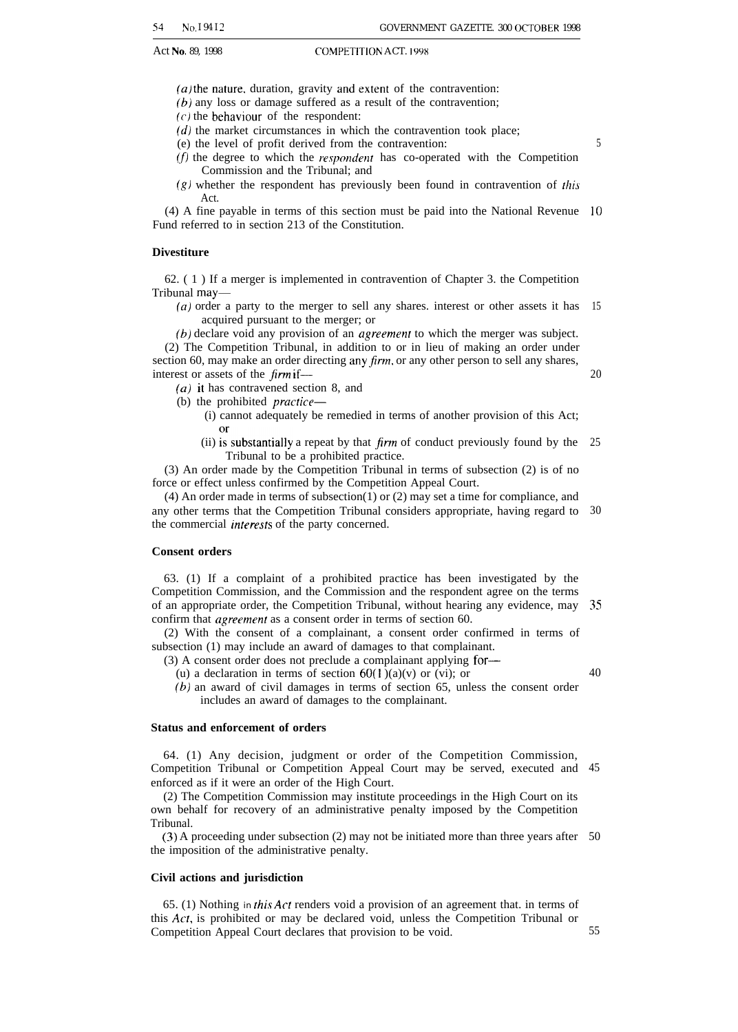(a) the nature, duration, gravity and extent of the contravention:
(b) any loss or damage suffered as a result of the contravention;
(c) the behaviour of the respondent:
(d) the market circumstances in which the contravention took place;
(e) the level of profit derived from the contravention:
(f) the degree to which the respondent has co-operated with the Competition Commission and the Tribunal; and
(g) whether the respondent has previously been found in contravention of this Act.

(4) A fine payable in terms of this section must be paid into the National Revenue Fund referred to in section 213 of the Constitution.

**Divestiture**

62. ( 1 ) If a merger is implemented in contravention of Chapter 3. the Competition Tribunal may—

(a) order a party to the merger to sell any shares. interest or other assets it has acquired pursuant to the merger; or
(b) declare void any provision of an agreement to which the merger was subject.

(2) The Competition Tribunal, in addition to or in lieu of making an order under section 60, may make an order directing any firm, or any other person to sell any shares, interest or assets of the firm if—

(a) it has contravened section 8, and
(b) the prohibited practice—
  (i) cannot adequately be remedied in terms of another provision of this Act; or
  (ii) is substantially a repeat by that firm of conduct previously found by the Tribunal to be a prohibited practice.

(3) An order made by the Competition Tribunal in terms of subsection (2) is of no force or effect unless confirmed by the Competition Appeal Court.

(4) An order made in terms of subsection(1) or (2) may set a time for compliance, and any other terms that the Competition Tribunal considers appropriate, having regard to the commercial interests of the party concerned.

**Consent orders**

63. (1) If a complaint of a prohibited practice has been investigated by the Competition Commission, and the Commission and the respondent agree on the terms of an appropriate order, the Competition Tribunal, without hearing any evidence, may confirm that agreement as a consent order in terms of section 60.

(2) With the consent of a complainant, a consent order confirmed in terms of subsection (1) may include an award of damages to that complainant.

(3) A consent order does not preclude a complainant applying for—

(u) a declaration in terms of section 60(1)(a)(v) or (vi); or
(b) an award of civil damages in terms of section 65, unless the consent order includes an award of damages to the complainant.

**Status and enforcement of orders**

64. (1) Any decision, judgment or order of the Competition Commission, Competition Tribunal or Competition Appeal Court may be served, executed and enforced as if it were an order of the High Court.

(2) The Competition Commission may institute proceedings in the High Court on its own behalf for recovery of an administrative penalty imposed by the Competition Tribunal.

(3) A proceeding under subsection (2) may not be initiated more than three years after the imposition of the administrative penalty.

**Civil actions and jurisdiction**

65. (1) Nothing in this Act renders void a provision of an agreement that. in terms of this Act, is prohibited or may be declared void, unless the Competition Tribunal or Competition Appeal Court declares that provision to be void.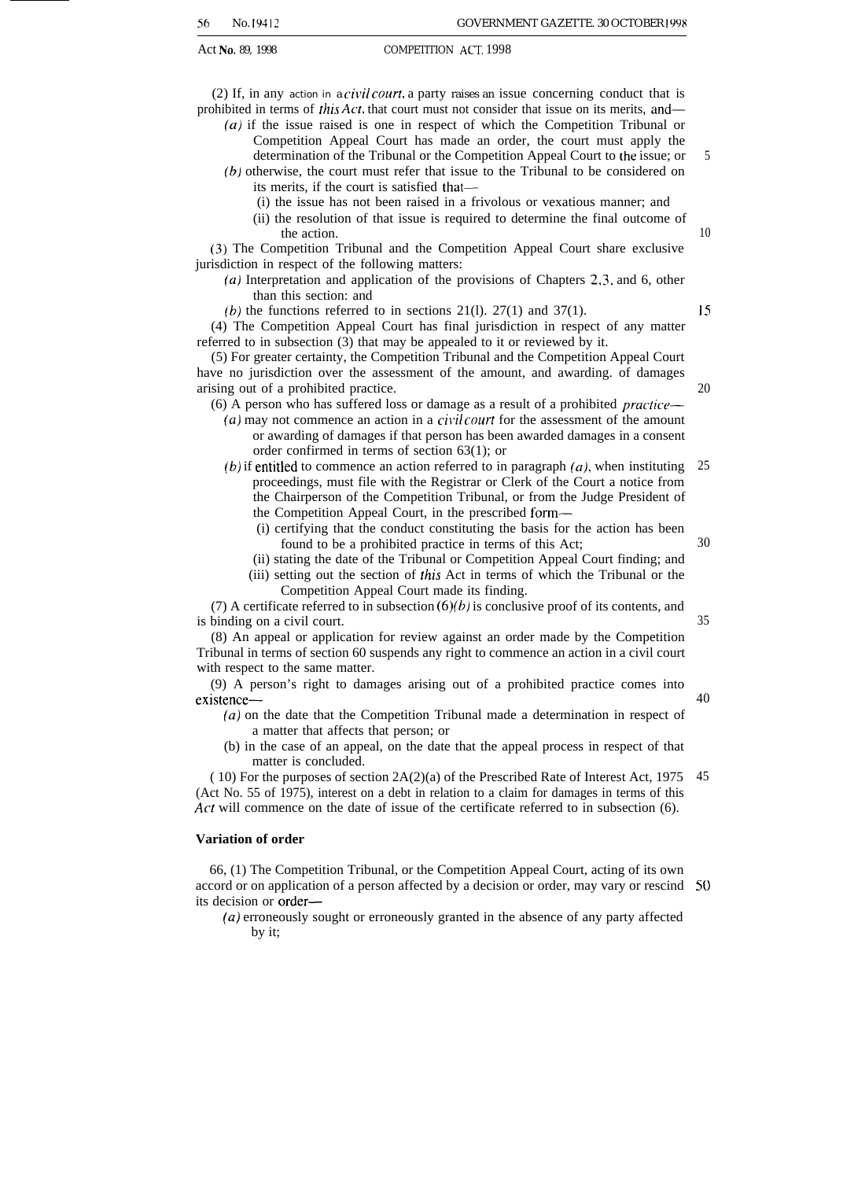(2) If, in any action in a *civil court*, a party raises an issue concerning conduct that is prohibited in terms of *this Act*, that court must not consider that issue on its merits, and—

- *(a)* if the issue raised is one in respect of which the Competition Tribunal or Competition Appeal Court has made an order, the court must apply the determination of the Tribunal or the Competition Appeal Court to the issue; or
- *(b)* otherwise, the court must refer that issue to the Tribunal to be considered on its merits, if the court is satisfied that—
  - (i) the issue has not been raised in a frivolous or vexatious manner; and
  - (ii) the resolution of that issue is required to determine the final outcome of the action.

(3) The Competition Tribunal and the Competition Appeal Court share exclusive jurisdiction in respect of the following matters:

- *(a)* Interpretation and application of the provisions of Chapters 2, 3, and 6, other than this section: and
- *(b)* the functions referred to in sections 21(l). 27(1) and 37(1).

(4) The Competition Appeal Court has final jurisdiction in respect of any matter referred to in subsection (3) that may be appealed to it or reviewed by it.

(5) For greater certainty, the Competition Tribunal and the Competition Appeal Court have no jurisdiction over the assessment of the amount, and awarding. of damages arising out of a prohibited practice.

(6) A person who has suffered loss or damage as a result of a prohibited *practice*—

- *(a)* may not commence an action in a *civil court* for the assessment of the amount or awarding of damages if that person has been awarded damages in a consent order confirmed in terms of section 63(1); or
- *(b)* if entitled to commence an action referred to in paragraph *(a)*, when instituting proceedings, must file with the Registrar or Clerk of the Court a notice from the Chairperson of the Competition Tribunal, or from the Judge President of the Competition Appeal Court, in the prescribed form—
  - (i) certifying that the conduct constituting the basis for the action has been found to be a prohibited practice in terms of this Act;
  - (ii) stating the date of the Tribunal or Competition Appeal Court finding; and
  - (iii) setting out the section of *this* Act in terms of which the Tribunal or the Competition Appeal Court made its finding.

(7) A certificate referred to in subsection (6)*(b)* is conclusive proof of its contents, and is binding on a civil court.

(8) An appeal or application for review against an order made by the Competition Tribunal in terms of section 60 suspends any right to commence an action in a civil court with respect to the same matter.

(9) A person's right to damages arising out of a prohibited practice comes into existence—

- *(a)* on the date that the Competition Tribunal made a determination in respect of a matter that affects that person; or
- (b) in the case of an appeal, on the date that the appeal process in respect of that matter is concluded.

(10) For the purposes of section 2A(2)(a) of the Prescribed Rate of Interest Act, 1975 (Act No. 55 of 1975), interest on a debt in relation to a claim for damages in terms of this *Act* will commence on the date of issue of the certificate referred to in subsection (6).

**Variation of order**

66, (1) The Competition Tribunal, or the Competition Appeal Court, acting of its own accord or on application of a person affected by a decision or order, may vary or rescind its decision or order—

- *(a)* erroneously sought or erroneously granted in the absence of any party affected by it;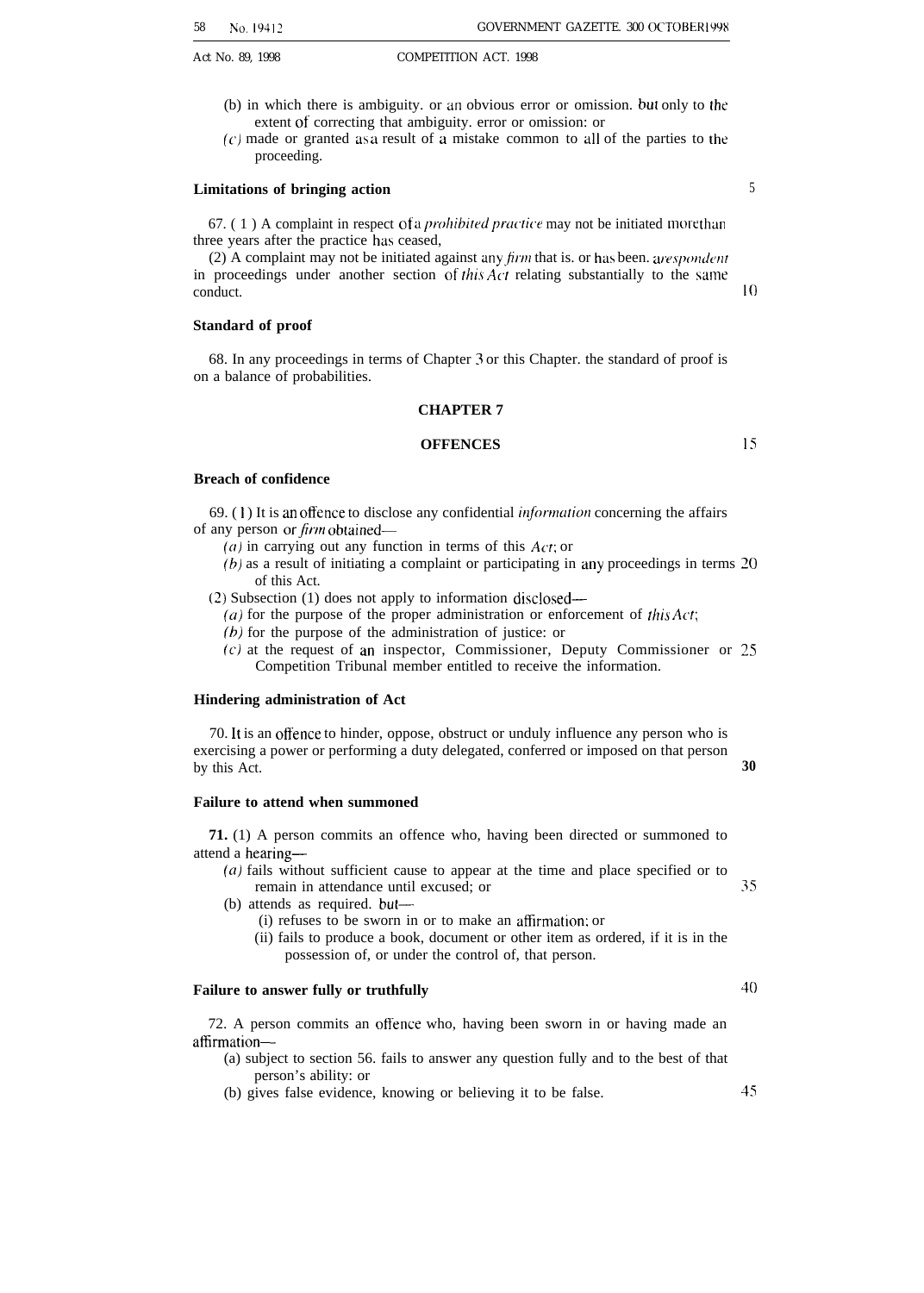(b) in which there is ambiguity. or an obvious error or omission. but only to the extent of correcting that ambiguity. error or omission: or

(c) made or granted as a result of a mistake common to all of the parties to the proceeding.

**Limitations of bringing action**

67. (1) A complaint in respect of a *prohibited practice* may not be initiated more than three years after the practice has ceased,

(2) A complaint may not be initiated against any *firm* that is. or has been. a *respondent* in proceedings under another section of *this Act* relating substantially to the same conduct.

**Standard of proof**

68. In any proceedings in terms of Chapter 3 or this Chapter. the standard of proof is on a balance of probabilities.

## CHAPTER 7

## OFFENCES

**Breach of confidence**

69. (1) It is an offence to disclose any confidential *information* concerning the affairs of any person or *firm* obtained—

(a) in carrying out any function in terms of this *Act*; or

(b) as a result of initiating a complaint or participating in any proceedings in terms of this Act.

(2) Subsection (1) does not apply to information disclosed—

(a) for the purpose of the proper administration or enforcement of *this Act*;

(b) for the purpose of the administration of justice: or

(c) at the request of an inspector, Commissioner, Deputy Commissioner or Competition Tribunal member entitled to receive the information.

**Hindering administration of Act**

70. It is an offence to hinder, oppose, obstruct or unduly influence any person who is exercising a power or performing a duty delegated, conferred or imposed on that person by this Act.

**Failure to attend when summoned**

**71.** (1) A person commits an offence who, having been directed or summoned to attend a hearing—

(a) fails without sufficient cause to appear at the time and place specified or to remain in attendance until excused; or

(b) attends as required. but—

(i) refuses to be sworn in or to make an affirmation; or

(ii) fails to produce a book, document or other item as ordered, if it is in the possession of, or under the control of, that person.

**Failure to answer fully or truthfully**

72. A person commits an offence who, having been sworn in or having made an affirmation—

(a) subject to section 56. fails to answer any question fully and to the best of that person's ability: or

(b) gives false evidence, knowing or believing it to be false.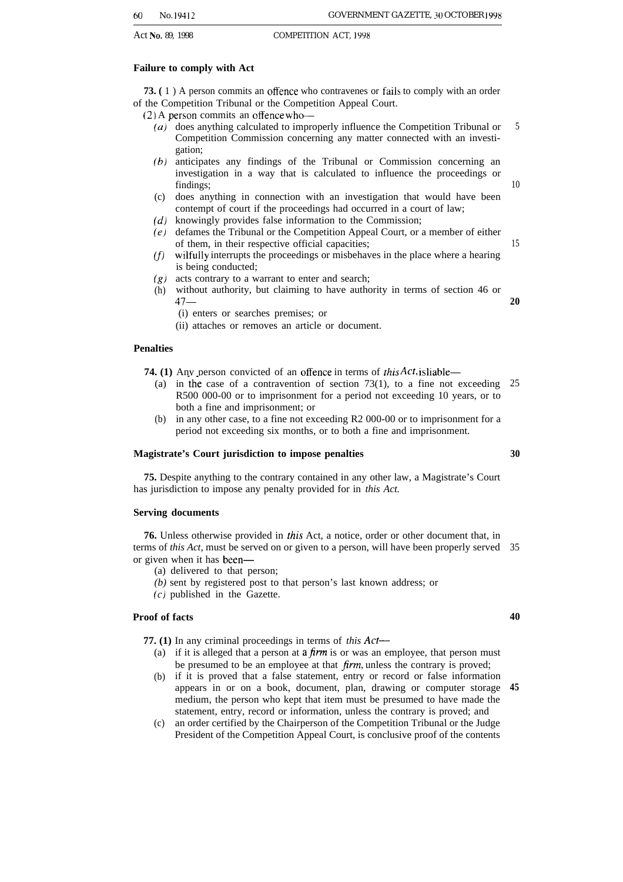**Failure to comply with Act**

**73.** (1) A person commits an offence who contravenes or fails to comply with an order of the Competition Tribunal or the Competition Appeal Court.

(2) A person commits an offence who—

(a) does anything calculated to improperly influence the Competition Tribunal or Competition Commission concerning any matter connected with an investigation;

(b) anticipates any findings of the Tribunal or Commission concerning an investigation in a way that is calculated to influence the proceedings or findings;

(c) does anything in connection with an investigation that would have been contempt of court if the proceedings had occurred in a court of law;

(d) knowingly provides false information to the Commission;

(e) defames the Tribunal or the Competition Appeal Court, or a member of either of them, in their respective official capacities;

(f) wilfully interrupts the proceedings or misbehaves in the place where a hearing is being conducted;

(g) acts contrary to a warrant to enter and search;

(h) without authority, but claiming to have authority in terms of section 46 or 47—

(i) enters or searches premises; or

(ii) attaches or removes an article or document.

**Penalties**

**74. (1)** Any person convicted of an offence in terms of *this Act*, is liable—

(a) in the case of a contravention of section 73(1), to a fine not exceeding R500 000-00 or to imprisonment for a period not exceeding 10 years, or to both a fine and imprisonment; or

(b) in any other case, to a fine not exceeding R2 000-00 or to imprisonment for a period not exceeding six months, or to both a fine and imprisonment.

**Magistrate's Court jurisdiction to impose penalties**

**75.** Despite anything to the contrary contained in any other law, a Magistrate's Court has jurisdiction to impose any penalty provided for in *this Act.*

**Serving documents**

**76.** Unless otherwise provided in *this* Act, a notice, order or other document that, in terms of *this Act,* must be served on or given to a person, will have been properly served or given when it has been—

(a) delivered to that person;

(b) sent by registered post to that person's last known address; or

(c) published in the Gazette.

**Proof of facts**

**77. (1)** In any criminal proceedings in terms of *this Act*—

(a) if it is alleged that a person at a *firm* is or was an employee, that person must be presumed to be an employee at that *firm*, unless the contrary is proved;

(b) if it is proved that a false statement, entry or record or false information appears in or on a book, document, plan, drawing or computer storage medium, the person who kept that item must be presumed to have made the statement, entry, record or information, unless the contrary is proved; and

(c) an order certified by the Chairperson of the Competition Tribunal or the Judge President of the Competition Appeal Court, is conclusive proof of the contents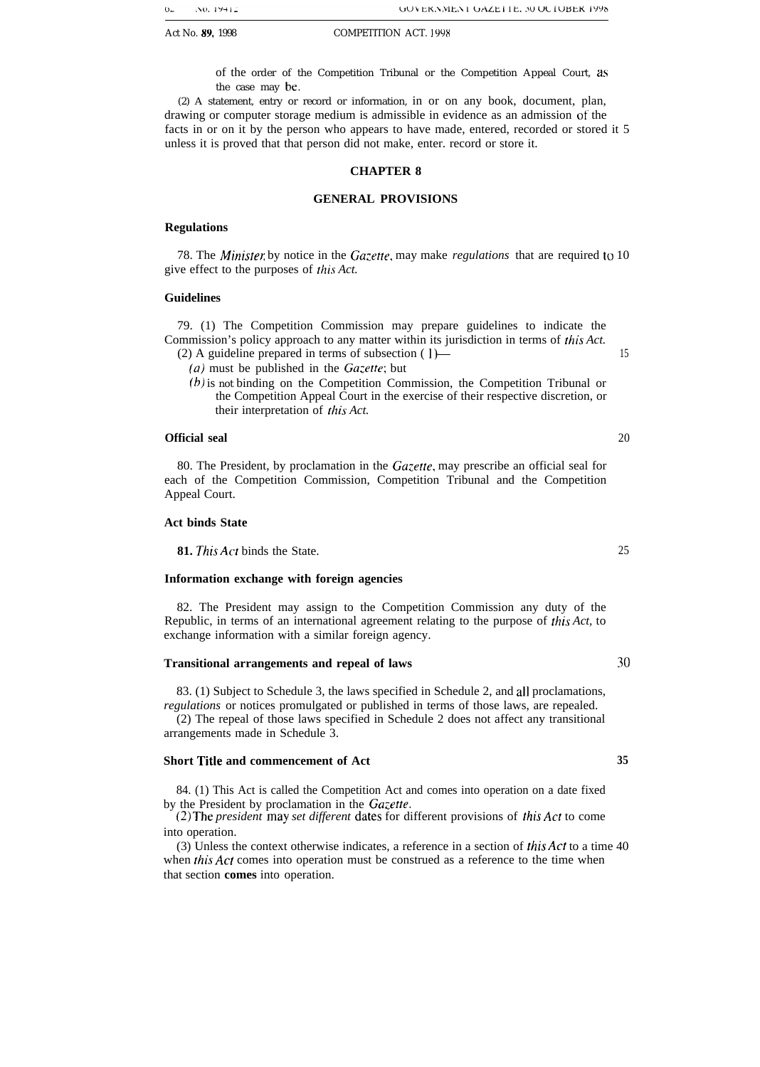of the order of the Competition Tribunal or the Competition Appeal Court, as the case may be.

(2) A statement, entry or record or information, in or on any book, document, plan, drawing or computer storage medium is admissible in evidence as an admission of the facts in or on it by the person who appears to have made, entered, recorded or stored it unless it is proved that that person did not make, enter, record or store it.

## CHAPTER 8

## GENERAL PROVISIONS

### Regulations

78. The *Minister*, by notice in the *Gazette*, may make *regulations* that are required to give effect to the purposes of *this Act*.

### Guidelines

79. (1) The Competition Commission may prepare guidelines to indicate the Commission's policy approach to any matter within its jurisdiction in terms of *this Act*.

(2) A guideline prepared in terms of subsection (1)—

*(a)* must be published in the *Gazette*; but

*(b)* is not binding on the Competition Commission, the Competition Tribunal or the Competition Appeal Court in the exercise of their respective discretion, or their interpretation of *this Act*.

### Official seal

80. The President, by proclamation in the *Gazette*, may prescribe an official seal for each of the Competition Commission, Competition Tribunal and the Competition Appeal Court.

### Act binds State

**81.** *This Act* binds the State.

### Information exchange with foreign agencies

82. The President may assign to the Competition Commission any duty of the Republic, in terms of an international agreement relating to the purpose of *this Act*, to exchange information with a similar foreign agency.

### Transitional arrangements and repeal of laws

83. (1) Subject to Schedule 3, the laws specified in Schedule 2, and all proclamations, *regulations* or notices promulgated or published in terms of those laws, are repealed.

(2) The repeal of those laws specified in Schedule 2 does not affect any transitional arrangements made in Schedule 3.

### Short Title and commencement of Act

84. (1) This Act is called the Competition Act and comes into operation on a date fixed by the President by proclamation in the *Gazette*.

(2) The *president* may *set different* dates for different provisions of *this Act* to come into operation.

(3) Unless the context otherwise indicates, a reference in a section of *this Act* to a time when *this Act* comes into operation must be construed as a reference to the time when that section **comes** into operation.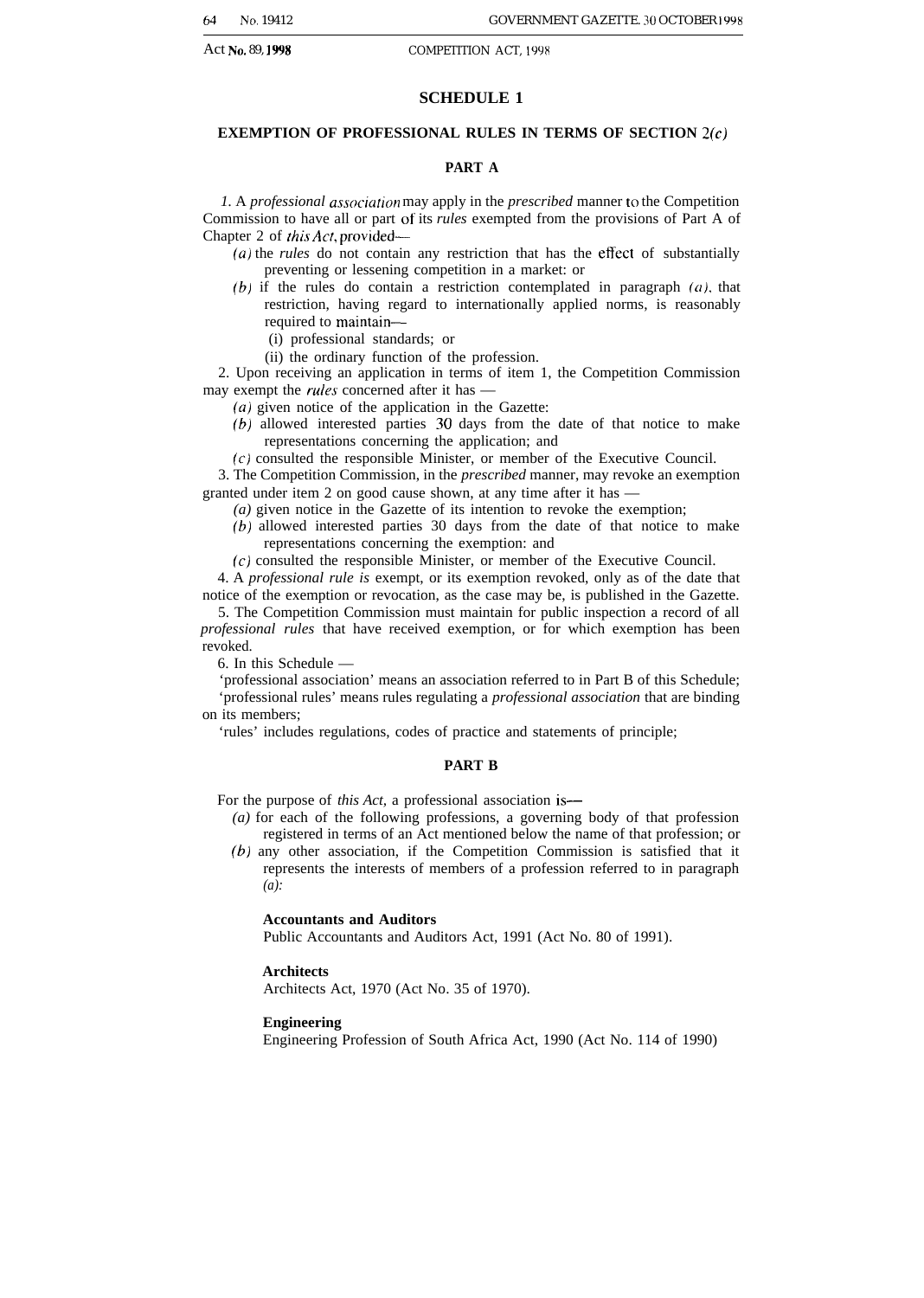## SCHEDULE 1

### EXEMPTION OF PROFESSIONAL RULES IN TERMS OF SECTION 2*(c)*

### PART A

1. A *professional association* may apply in the *prescribed* manner to the Competition Commission to have all or part of its *rules* exempted from the provisions of Part A of Chapter 2 of *this Act*, provided—

*(a)* the *rules* do not contain any restriction that has the effect of substantially preventing or lessening competition in a market: or

*(b)* if the rules do contain a restriction contemplated in paragraph *(a)*, that restriction, having regard to internationally applied norms, is reasonably required to maintain—

(i) professional standards; or

(ii) the ordinary function of the profession.

2. Upon receiving an application in terms of item 1, the Competition Commission may exempt the *rules* concerned after it has —

*(a)* given notice of the application in the Gazette:

*(b)* allowed interested parties 30 days from the date of that notice to make representations concerning the application; and

*(c)* consulted the responsible Minister, or member of the Executive Council.

3. The Competition Commission, in the *prescribed* manner, may revoke an exemption granted under item 2 on good cause shown, at any time after it has —

*(a)* given notice in the Gazette of its intention to revoke the exemption;

*(b)* allowed interested parties 30 days from the date of that notice to make representations concerning the exemption: and

*(c)* consulted the responsible Minister, or member of the Executive Council.

4. A *professional rule is* exempt, or its exemption revoked, only as of the date that notice of the exemption or revocation, as the case may be, is published in the Gazette.

5. The Competition Commission must maintain for public inspection a record of all *professional rules* that have received exemption, or for which exemption has been revoked.

6. In this Schedule —

'professional association' means an association referred to in Part B of this Schedule;

'professional rules' means rules regulating a *professional association* that are binding on its members;

'rules' includes regulations, codes of practice and statements of principle;

### PART B

For the purpose of *this Act*, a professional association is—

*(a)* for each of the following professions, a governing body of that profession registered in terms of an Act mentioned below the name of that profession; or

*(b)* any other association, if the Competition Commission is satisfied that it represents the interests of members of a profession referred to in paragraph *(a)*:

**Accountants and Auditors**
Public Accountants and Auditors Act, 1991 (Act No. 80 of 1991).

**Architects**
Architects Act, 1970 (Act No. 35 of 1970).

**Engineering**
Engineering Profession of South Africa Act, 1990 (Act No. 114 of 1990)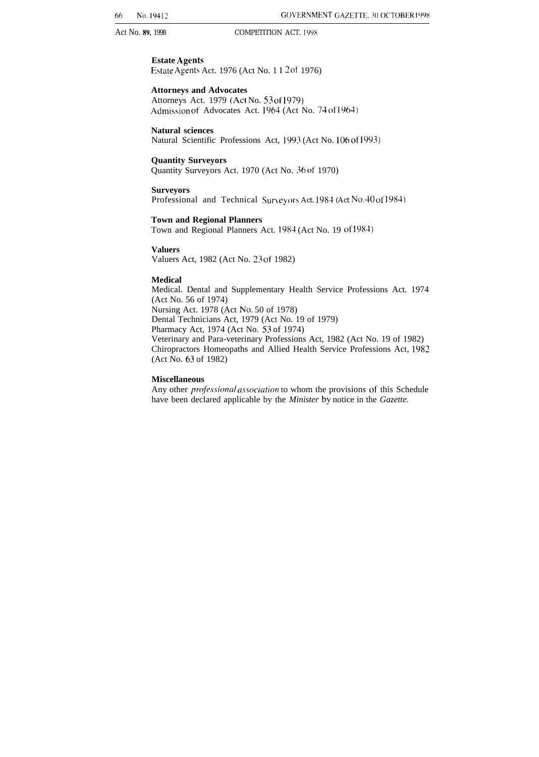**Estate Agents**
Estate Agents Act. 1976 (Act No. 112 of 1976)

**Attorneys and Advocates**
Attorneys Act. 1979 (Act No. 53 of 1979)
Admission of Advocates Act. 1964 (Act No. 74 of 1964)

**Natural sciences**
Natural Scientific Professions Act, 1993 (Act No. 106 of 1993)

**Quantity Surveyors**
Quantity Surveyors Act. 1970 (Act No. 36 of 1970)

**Surveyors**
Professional and Technical Surveyors Act. 1984 (Act No. 40 of 1984)

**Town and Regional Planners**
Town and Regional Planners Act. 1984 (Act No. 19 of 1984)

**Valuers**
Valuers Act, 1982 (Act No. 23 of 1982)

**Medical**
Medical. Dental and Supplementary Health Service Professions Act. 1974 (Act No. 56 of 1974)
Nursing Act. 1978 (Act No. 50 of 1978)
Dental Technicians Act, 1979 (Act No. 19 of 1979)
Pharmacy Act, 1974 (Act No. 53 of 1974)
Veterinary and Para-veterinary Professions Act, 1982 (Act No. 19 of 1982)
Chiropractors Homeopaths and Allied Health Service Professions Act, 1982 (Act No. 63 of 1982)

**Miscellaneous**
Any other *professional association* to whom the provisions of this Schedule have been declared applicable by the *Minister* by notice in the *Gazette.*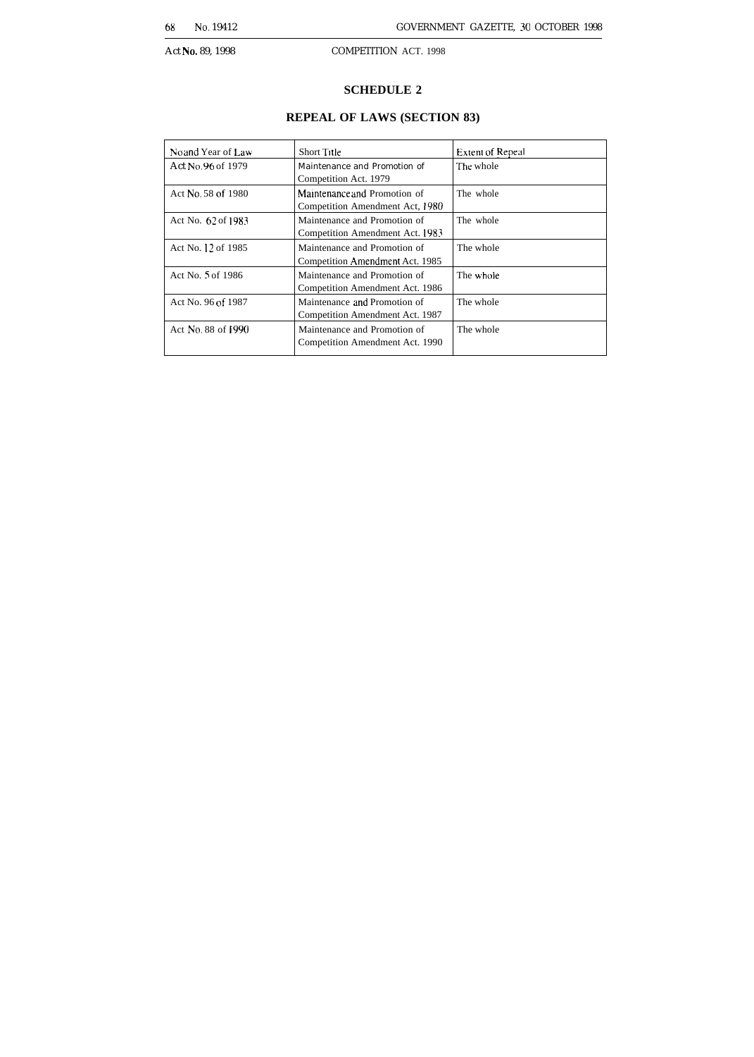## SCHEDULE 2

## REPEAL OF LAWS (SECTION 83)

| No and Year of Law | Short Title | Extent of Repeal |
|---|---|---|
| Act No. 96 of 1979 | Maintenance and Promotion of Competition Act. 1979 | The whole |
| Act No. 58 of 1980 | Maintenance and Promotion of Competition Amendment Act, 1980 | The whole |
| Act No. 62 of 1983 | Maintenance and Promotion of Competition Amendment Act. 1983 | The whole |
| Act No. 12 of 1985 | Maintenance and Promotion of Competition Amendment Act. 1985 | The whole |
| Act No. 5 of 1986 | Maintenance and Promotion of Competition Amendment Act. 1986 | The whole |
| Act No. 96 of 1987 | Maintenance and Promotion of Competition Amendment Act. 1987 | The whole |
| Act No. 88 of 1990 | Maintenance and Promotion of Competition Amendment Act. 1990 | The whole |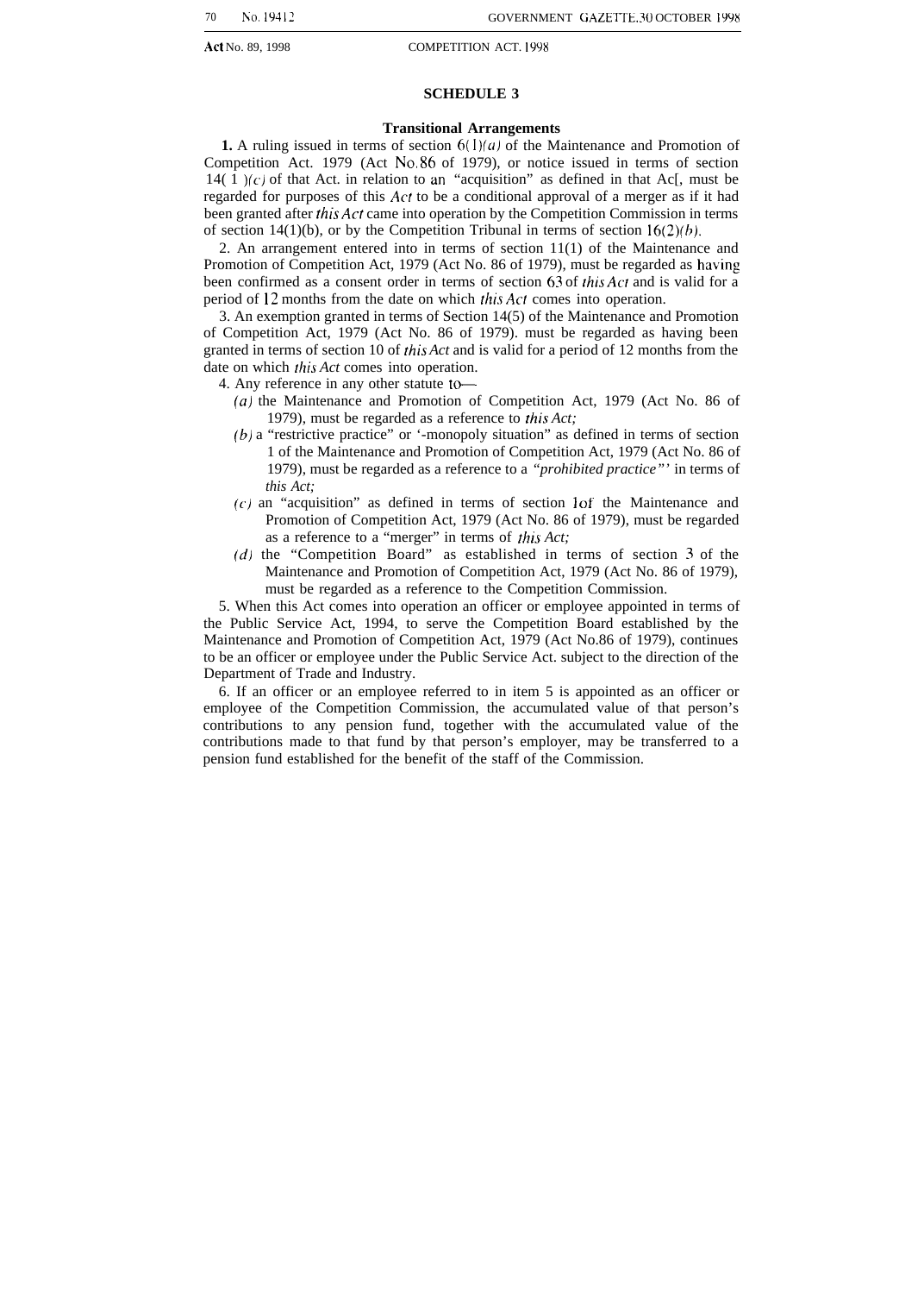## SCHEDULE 3

### Transitional Arrangements

**1.** A ruling issued in terms of section 6(1)*(a)* of the Maintenance and Promotion of Competition Act. 1979 (Act No. 86 of 1979), or notice issued in terms of section 14(1)*(c)* of that Act. in relation to an "acquisition" as defined in that Ac[, must be regarded for purposes of this *Act* to be a conditional approval of a merger as if it had been granted after *this Act* came into operation by the Competition Commission in terms of section 14(1)(b), or by the Competition Tribunal in terms of section 16(2)*(b)*.

2. An arrangement entered into in terms of section 11(1) of the Maintenance and Promotion of Competition Act, 1979 (Act No. 86 of 1979), must be regarded as having been confirmed as a consent order in terms of section 63 of *this Act* and is valid for a period of 12 months from the date on which *this Act* comes into operation.

3. An exemption granted in terms of Section 14(5) of the Maintenance and Promotion of Competition Act, 1979 (Act No. 86 of 1979). must be regarded as having been granted in terms of section 10 of *this Act* and is valid for a period of 12 months from the date on which *this Act* comes into operation.

4. Any reference in any other statute to—

*(a)* the Maintenance and Promotion of Competition Act, 1979 (Act No. 86 of 1979), must be regarded as a reference to *this Act;*

*(b)* a "restrictive practice" or '-monopoly situation" as defined in terms of section 1 of the Maintenance and Promotion of Competition Act, 1979 (Act No. 86 of 1979), must be regarded as a reference to a *"prohibited practice"'* in terms of *this Act;*

*(c)* an "acquisition" as defined in terms of section 1of the Maintenance and Promotion of Competition Act, 1979 (Act No. 86 of 1979), must be regarded as a reference to a "merger" in terms of *this Act;*

*(d)* the "Competition Board" as established in terms of section 3 of the Maintenance and Promotion of Competition Act, 1979 (Act No. 86 of 1979), must be regarded as a reference to the Competition Commission.

5. When this Act comes into operation an officer or employee appointed in terms of the Public Service Act, 1994, to serve the Competition Board established by the Maintenance and Promotion of Competition Act, 1979 (Act No.86 of 1979), continues to be an officer or employee under the Public Service Act. subject to the direction of the Department of Trade and Industry.

6. If an officer or an employee referred to in item 5 is appointed as an officer or employee of the Competition Commission, the accumulated value of that person's contributions to any pension fund, together with the accumulated value of the contributions made to that fund by that person's employer, may be transferred to a pension fund established for the benefit of the staff of the Commission.